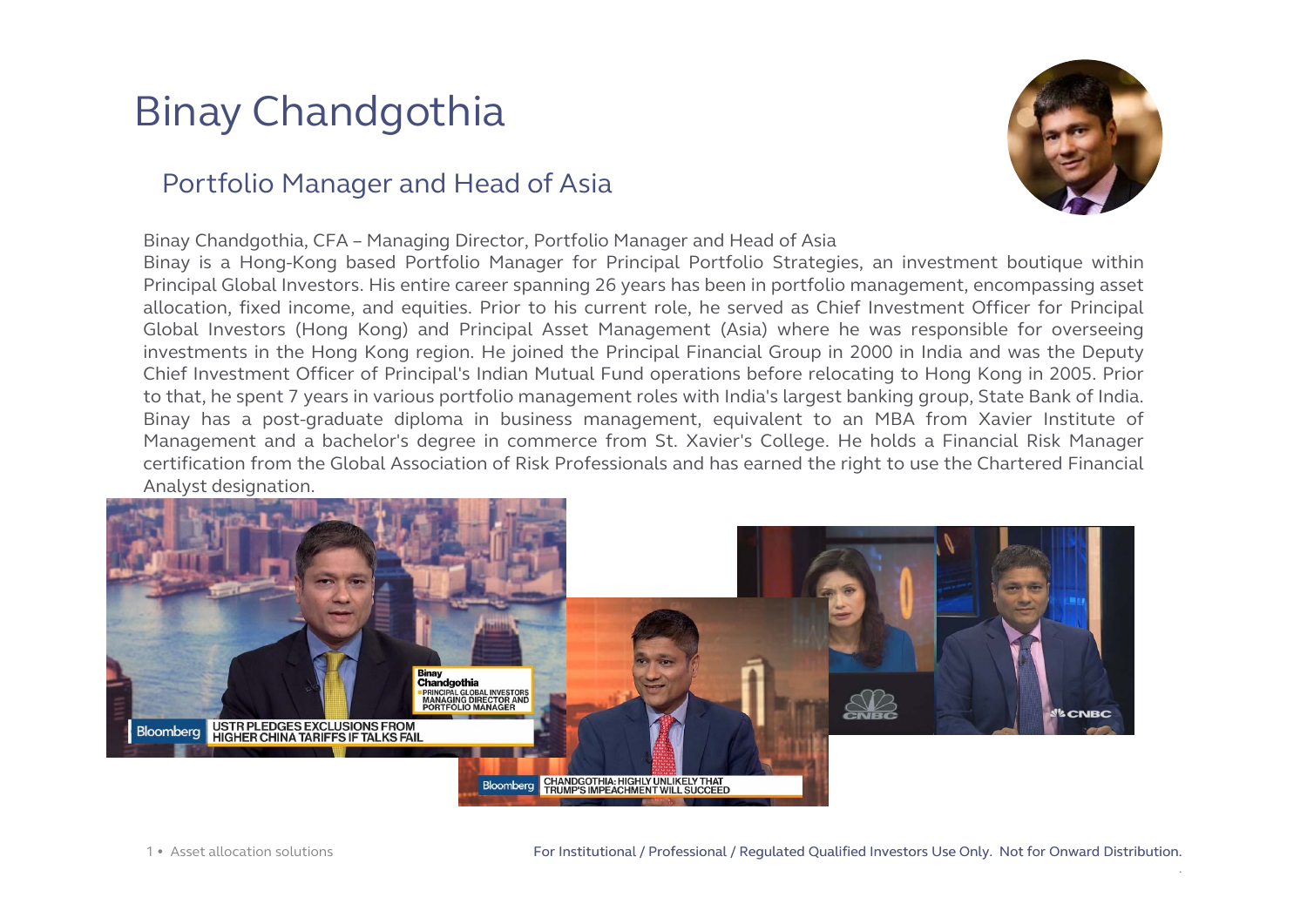# Binay Chandgothia

## Portfolio Manager and Head of Asia

Binay Chandgothia, CFA – Managing Director, Portfolio Manager and Head of Asia

Binay is a Hong-Kong based Portfolio Manager for Principal Portfolio Strategies, an investment boutique within Principal Global Investors. His entire career spanning 26 years has been in portfolio management, encompassing asset allocation, fixed income, and equities. Prior to his current role, he served as Chief Investment Officer for Principal Global Investors (Hong Kong) and Principal Asset Management (Asia) where he was responsible for overseeing investments in the Hong Kong region. He joined the Principal Financial Group in 2000 in India and was the Deputy Chief Investment Officer of Principal's Indian Mutual Fund operations before relocating to Hong Kong in 2005. Prior to that, he spent 7 years in various portfolio management roles with India's largest banking group, State Bank of India. Binay has a post-graduate diploma in business management, equivalent to an MBA from Xavier Institute of Management and a bachelor's degree in commerce from St. Xavier's College. He holds a Financial Risk Manager certification from the Global Association of Risk Professionals and has earned the right to use the Chartered Financial Analyst designation.

For Institutional / Professional / Regulated Qualified Investors Use Only. Not for Onward Distribution.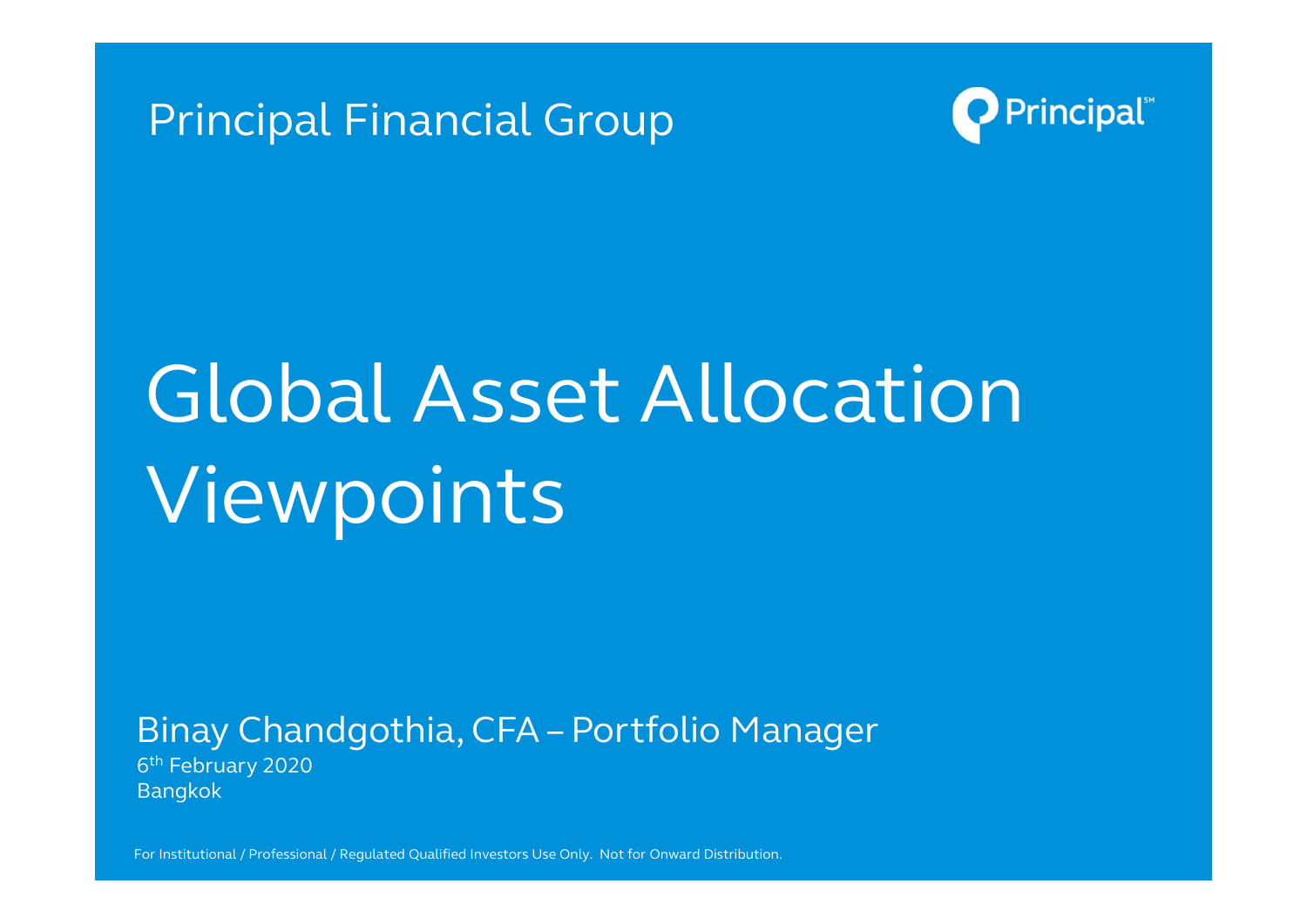Principal Financial Group

# Global Asset Allocation Viewpoints

Binay Chandgothia, CFA – Portfolio Manager

6th February 2020

Bangkok

For Institutional / Professional / Regulated Qualified Investors Use Only. Not for Onward Distribution.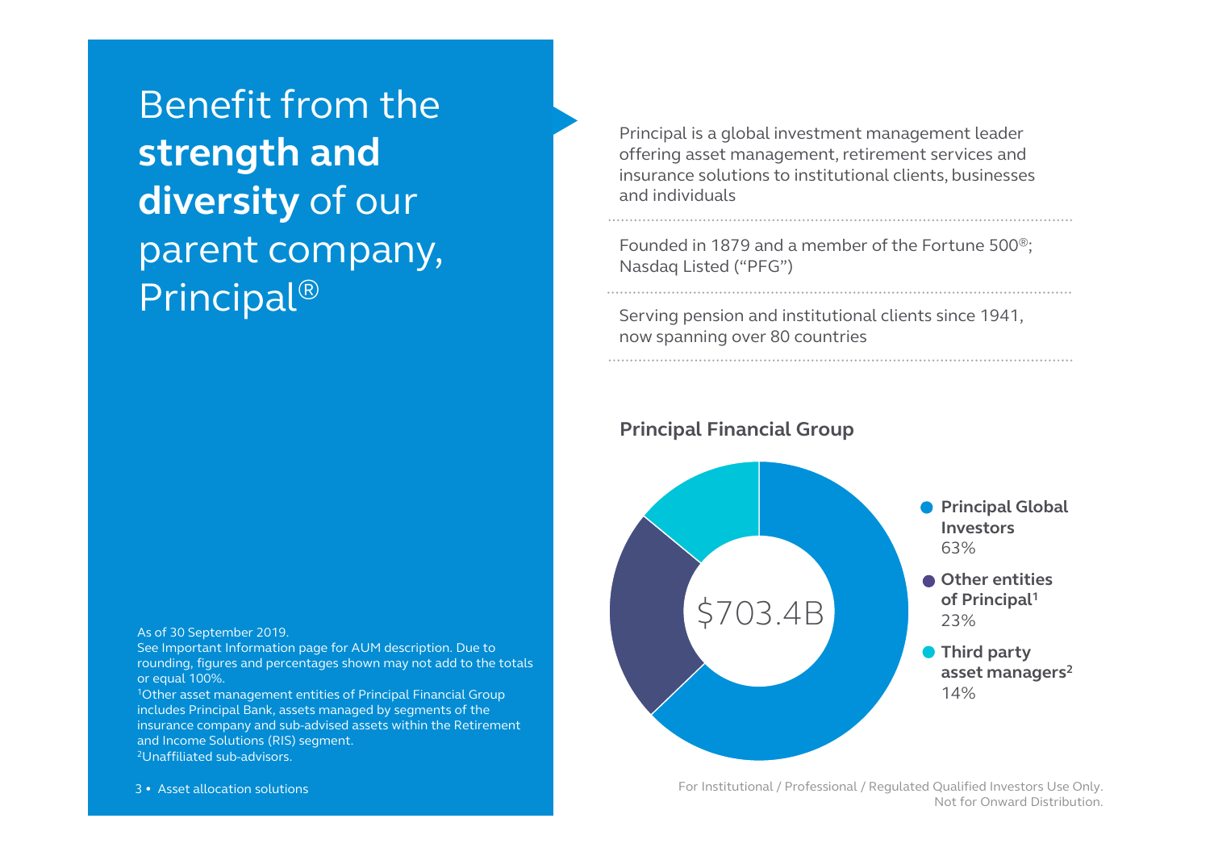# Benefit from the **strength and diversity** of our parent company, Principal®

Principal is a global investment management leader offering asset management, retirement services and insurance solutions to institutional clients, businesses and individuals

Founded in 1879 and a member of the Fortune 500®; Nasdaq Listed ("PFG")

Serving pension and institutional clients since 1941, now spanning over 80 countries

**Principal Financial Group**

$703.4B

- **Principal Global Investors** 63%
- **Other entities of Principal[1]** 23%
- **Third party asset managers[2]** 14%

As of 30 September 2019.

See Important Information page for AUM description. Due to rounding, figures and percentages shown may not add to the totals or equal 100%.

[1]Other asset management entities of Principal Financial Group includes Principal Bank, assets managed by segments of the insurance company and sub-advised assets within the Retirement and Income Solutions (RIS) segment.

[2]Unaffiliated sub-advisors.

For Institutional / Professional / Regulated Qualified Investors Use Only. Not for Onward Distribution.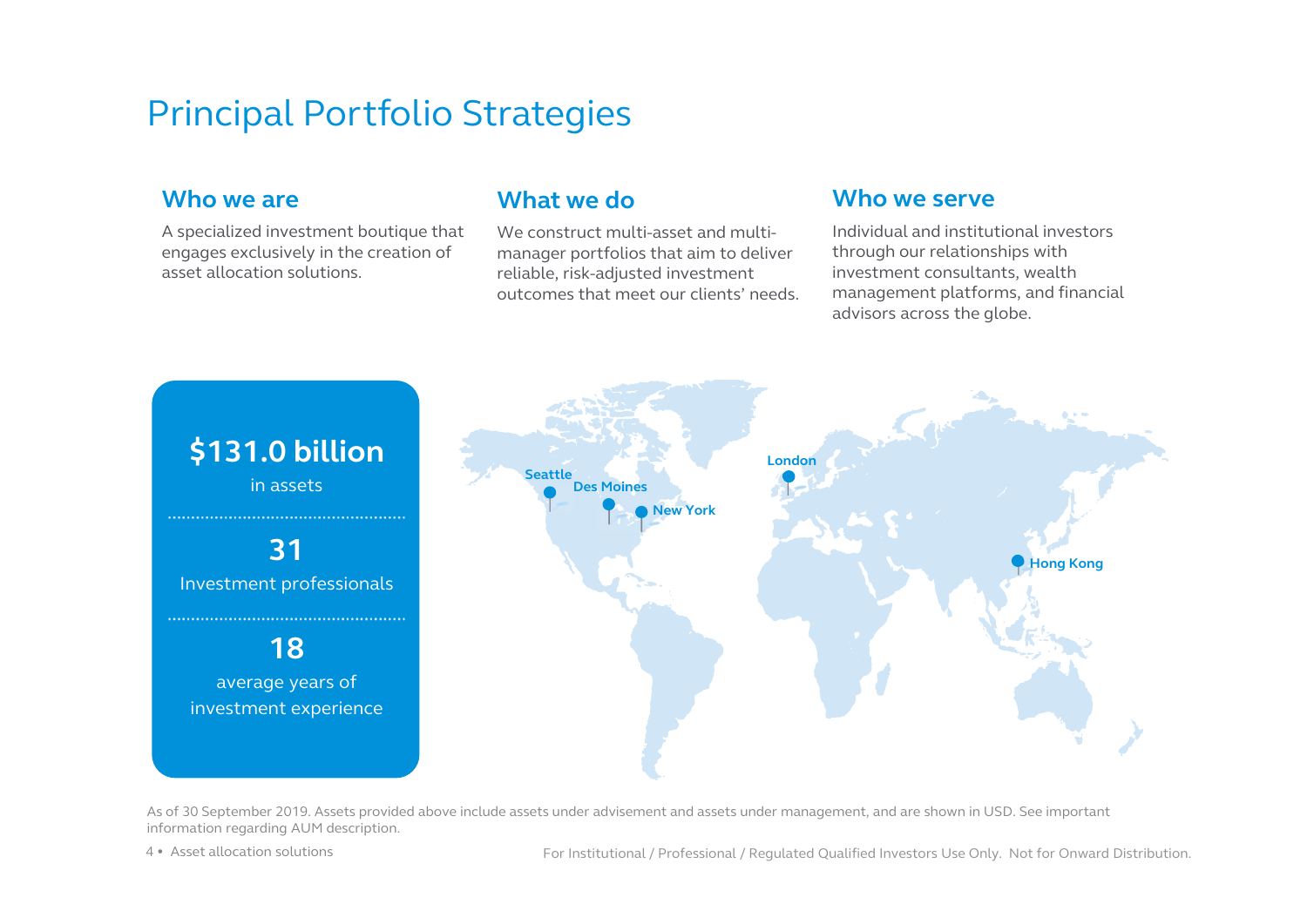# Principal Portfolio Strategies

## Who we are

A specialized investment boutique that engages exclusively in the creation of asset allocation solutions.

## What we do

We construct multi-asset and multi-manager portfolios that aim to deliver reliable, risk-adjusted investment outcomes that meet our clients' needs.

## Who we serve

Individual and institutional investors through our relationships with investment consultants, wealth management platforms, and financial advisors across the globe.

**$131.0 billion**
in assets

**31**
Investment professionals

**18**
average years of investment experience

Seattle
Des Moines
New York
London
Hong Kong

As of 30 September 2019. Assets provided above include assets under advisement and assets under management, and are shown in USD. See important information regarding AUM description.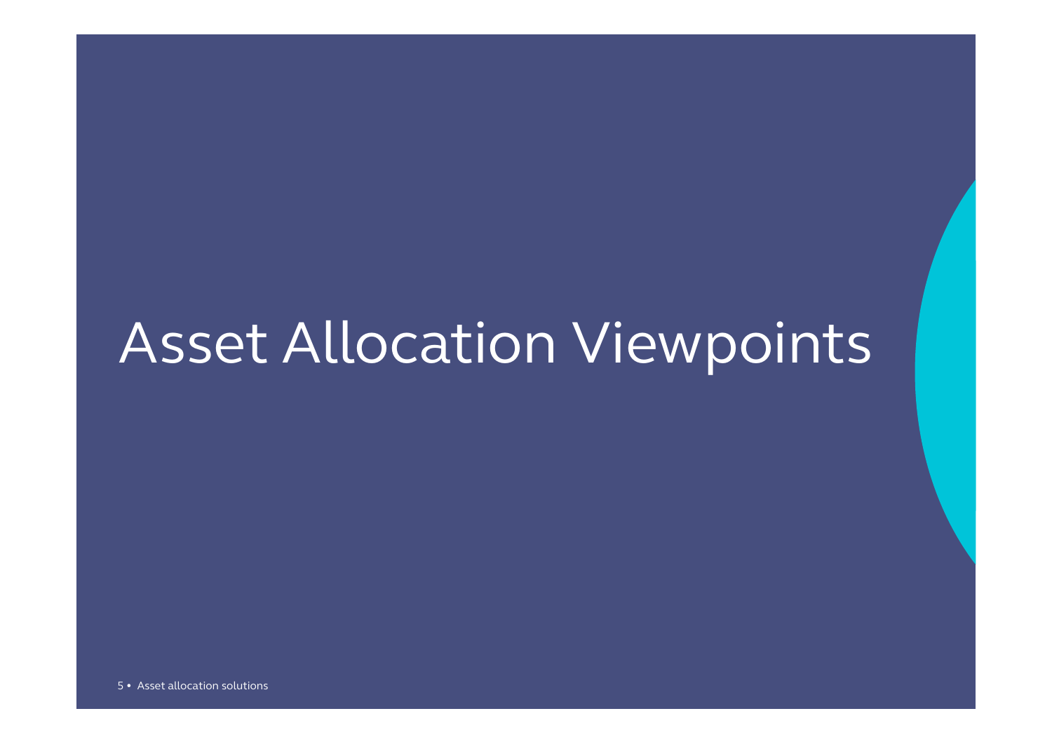# Asset Allocation Viewpoints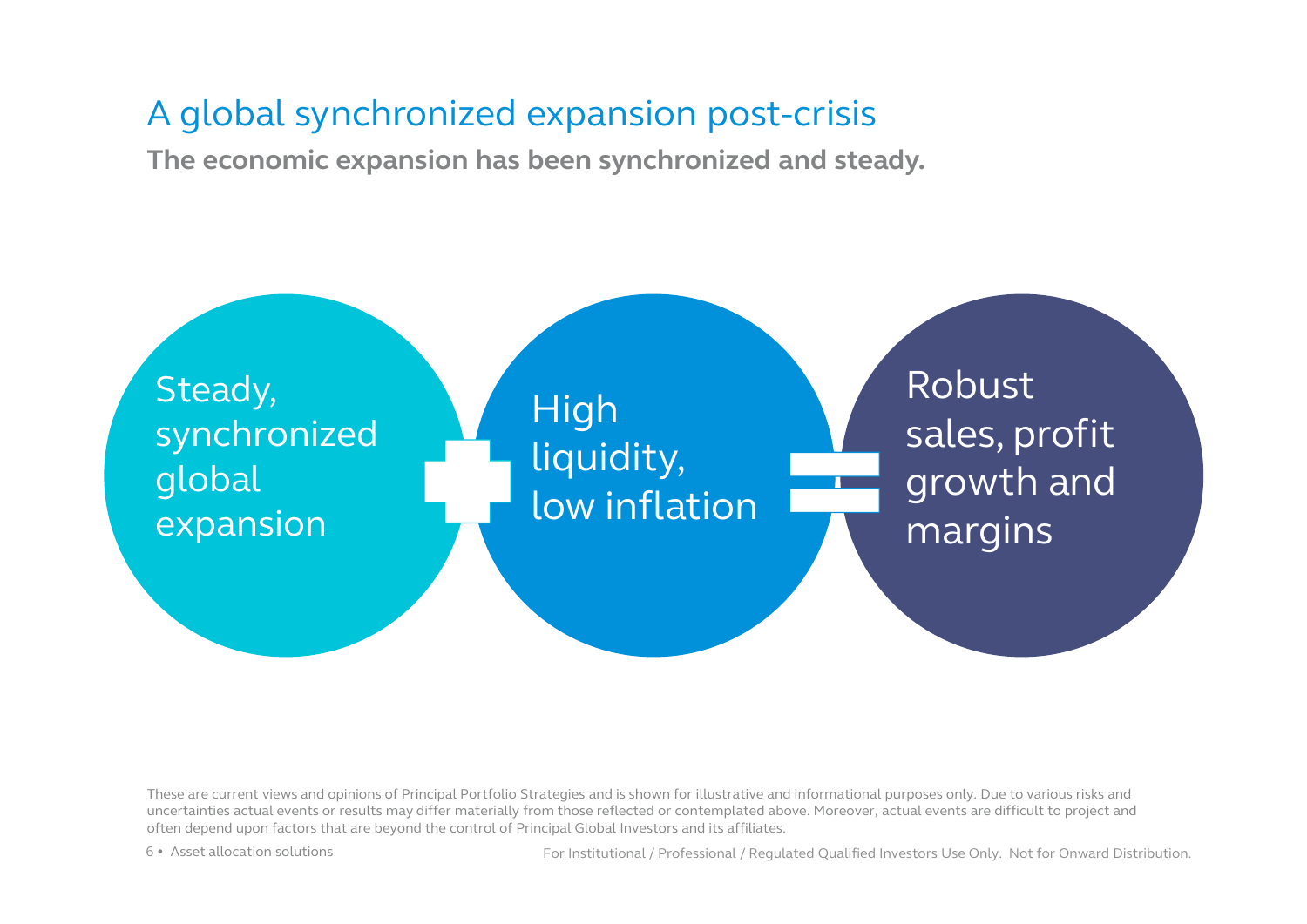# A global synchronized expansion post-crisis

**The economic expansion has been synchronized and steady.**

Steady, synchronized global expansion + High liquidity, low inflation = Robust sales, profit growth and margins

These are current views and opinions of Principal Portfolio Strategies and is shown for illustrative and informational purposes only. Due to various risks and uncertainties actual events or results may differ materially from those reflected or contemplated above. Moreover, actual events are difficult to project and often depend upon factors that are beyond the control of Principal Global Investors and its affiliates.

For Institutional / Professional / Regulated Qualified Investors Use Only. Not for Onward Distribution.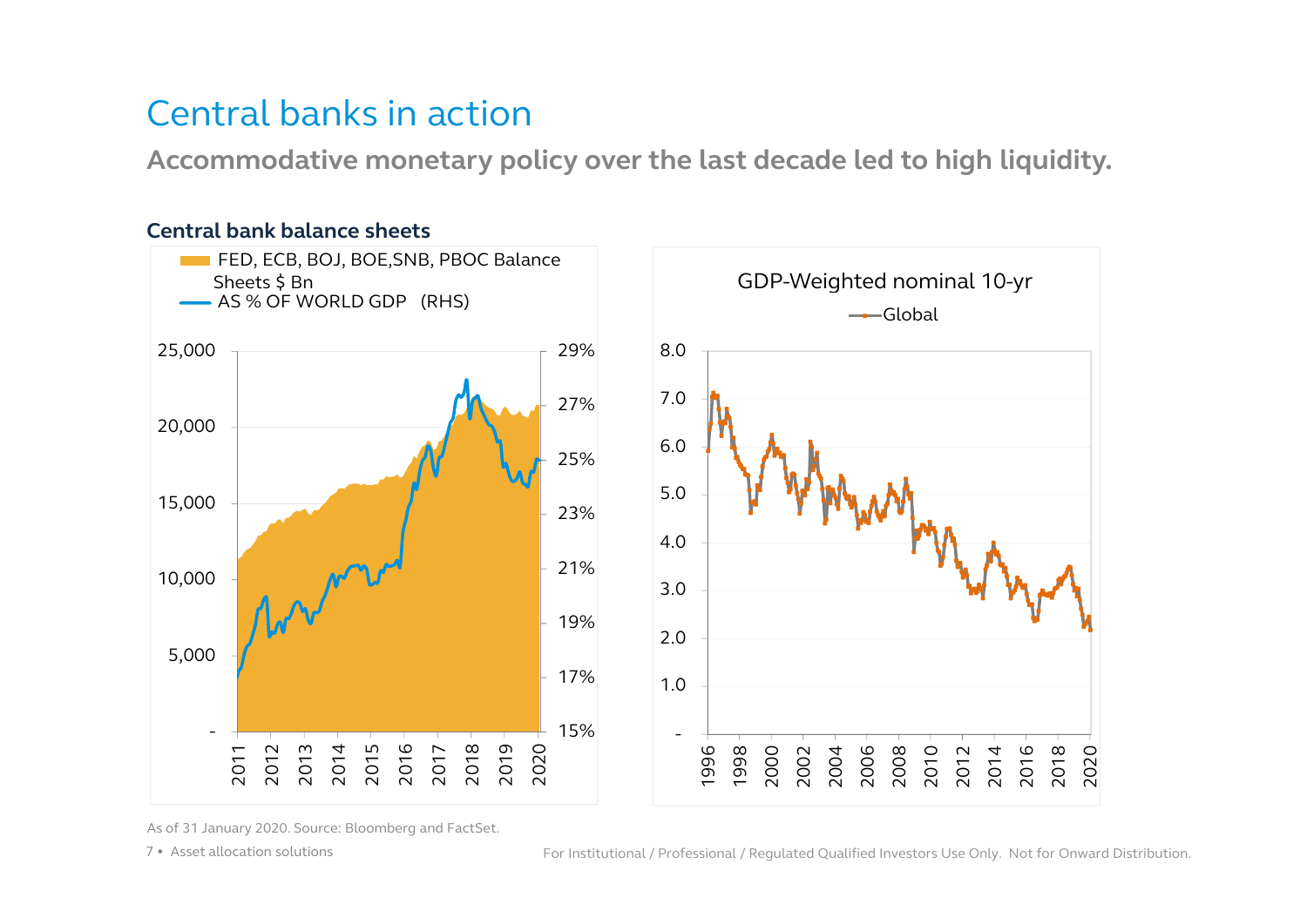# Central banks in action

## Accommodative monetary policy over the last decade led to high liquidity.

### Central bank balance sheets

FED, ECB, BOJ, BOE,SNB, PBOC Balance Sheets $ Bn
AS % OF WORLD GDP (RHS)

GDP-Weighted nominal 10-yr
Global

As of 31 January 2020. Source: Bloomberg and FactSet.

For Institutional / Professional / Regulated Qualified Investors Use Only. Not for Onward Distribution.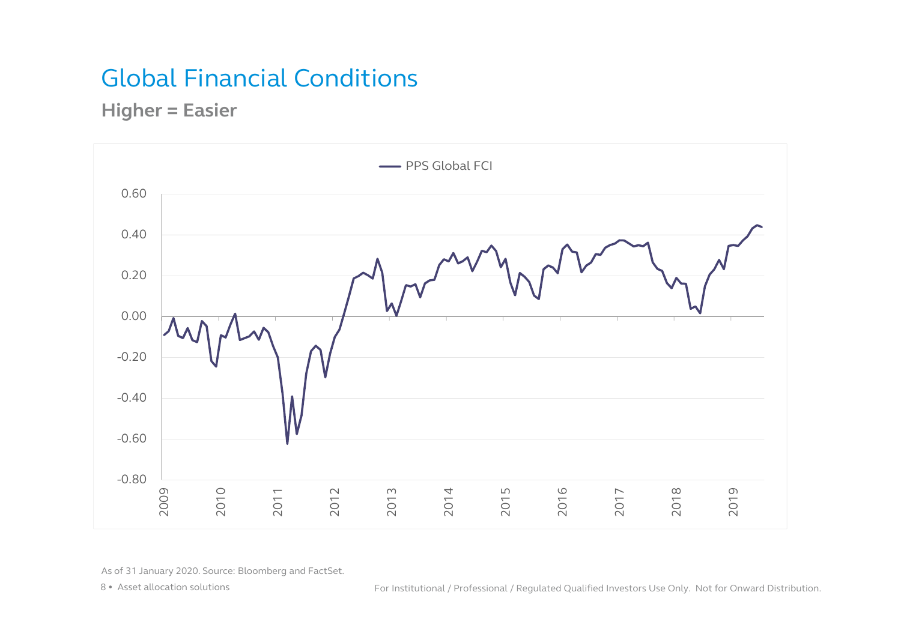# Global Financial Conditions

## Higher = Easier

PPS Global FCI

As of 31 January 2020. Source: Bloomberg and FactSet.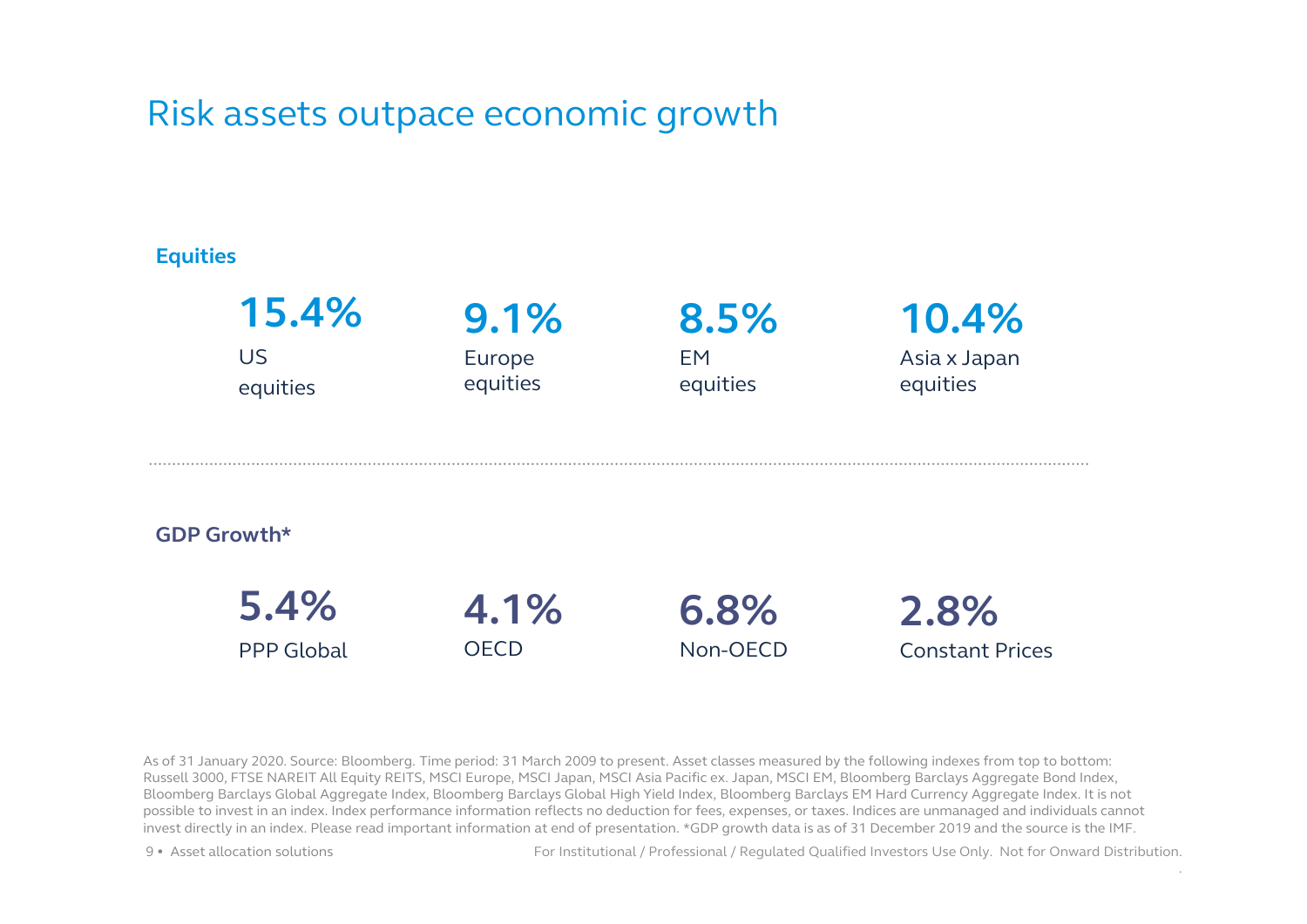# Risk assets outpace economic growth

### Equities

| 15.4% | 9.1% | 8.5% | 10.4% |
|---|---|---|---|
| US equities | Europe equities | EM equities | Asia x Japan equities |

### GDP Growth*

| 5.4% | 4.1% | 6.8% | 2.8% |
|---|---|---|---|
| PPP Global | OECD | Non-OECD | Constant Prices |

As of 31 January 2020. Source: Bloomberg. Time period: 31 March 2009 to present. Asset classes measured by the following indexes from top to bottom: Russell 3000, FTSE NAREIT All Equity REITS, MSCI Europe, MSCI Japan, MSCI Asia Pacific ex. Japan, MSCI EM, Bloomberg Barclays Aggregate Bond Index, Bloomberg Barclays Global Aggregate Index, Bloomberg Barclays Global High Yield Index, Bloomberg Barclays EM Hard Currency Aggregate Index. It is not possible to invest in an index. Index performance information reflects no deduction for fees, expenses, or taxes. Indices are unmanaged and individuals cannot invest directly in an index. Please read important information at end of presentation. *GDP growth data is as of 31 December 2019 and the source is the IMF.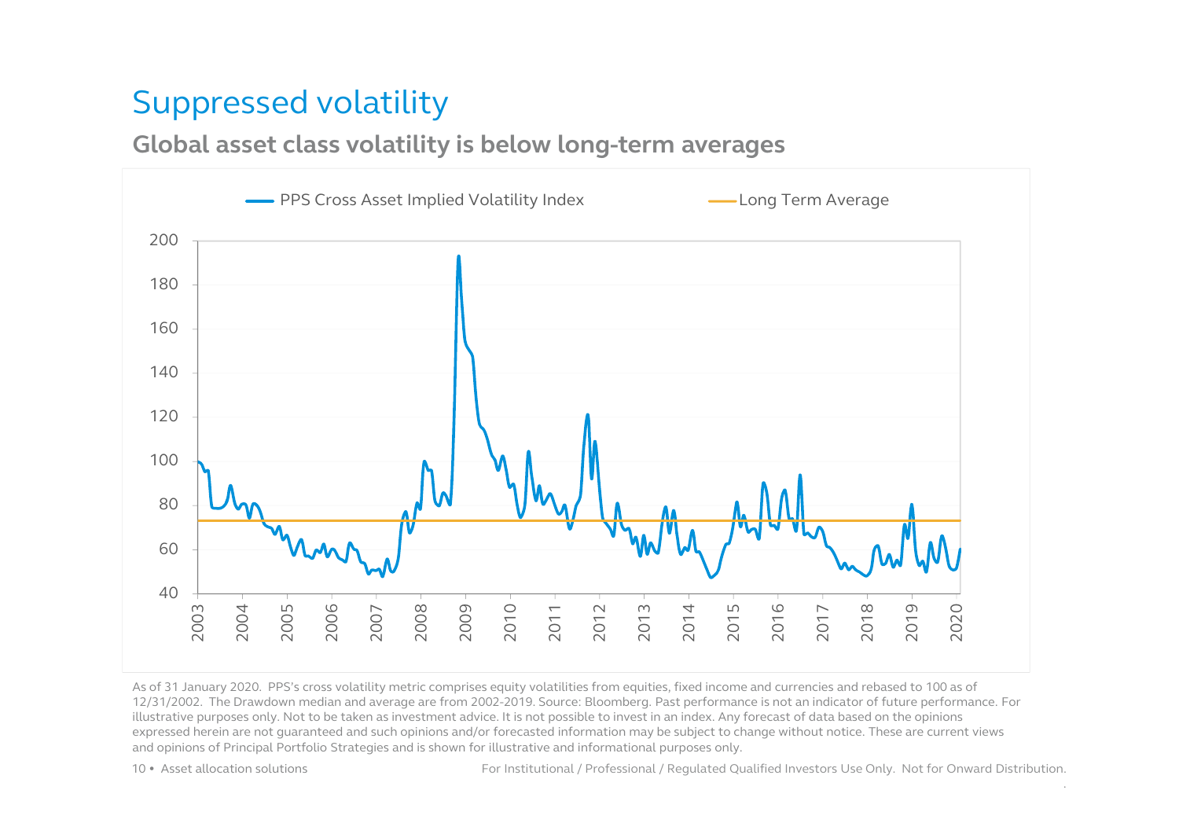# Suppressed volatility

## Global asset class volatility is below long-term averages

PPS Cross Asset Implied Volatility Index — Long Term Average

As of 31 January 2020. PPS's cross volatility metric comprises equity volatilities from equities, fixed income and currencies and rebased to 100 as of 12/31/2002. The Drawdown median and average are from 2002-2019. Source: Bloomberg. Past performance is not an indicator of future performance. For illustrative purposes only. Not to be taken as investment advice. It is not possible to invest in an index. Any forecast of data based on the opinions expressed herein are not guaranteed and such opinions and/or forecasted information may be subject to change without notice. These are current views and opinions of Principal Portfolio Strategies and is shown for illustrative and informational purposes only.

For Institutional / Professional / Regulated Qualified Investors Use Only. Not for Onward Distribution.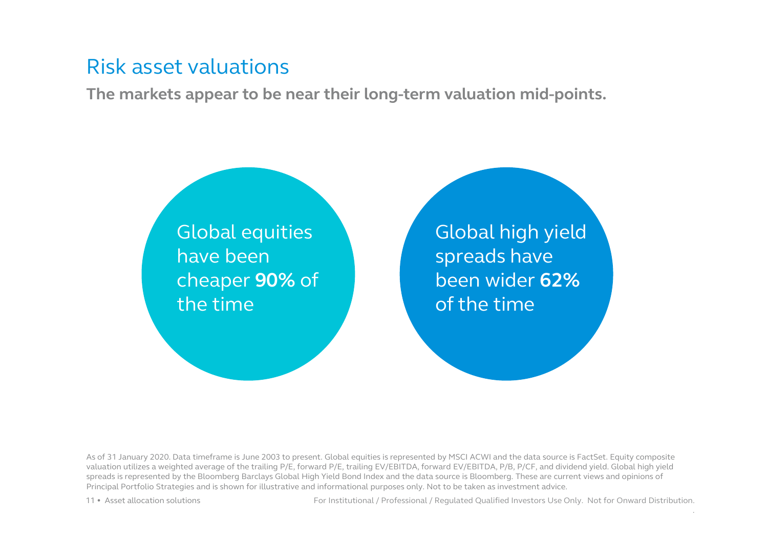# Risk asset valuations

**The markets appear to be near their long-term valuation mid-points.**

Global equities have been cheaper **90%** of the time

Global high yield spreads have been wider **62%** of the time

As of 31 January 2020. Data timeframe is June 2003 to present. Global equities is represented by MSCI ACWI and the data source is FactSet. Equity composite valuation utilizes a weighted average of the trailing P/E, forward P/E, trailing EV/EBITDA, forward EV/EBITDA, P/B, P/CF, and dividend yield. Global high yield spreads is represented by the Bloomberg Barclays Global High Yield Bond Index and the data source is Bloomberg. These are current views and opinions of Principal Portfolio Strategies and is shown for illustrative and informational purposes only. Not to be taken as investment advice.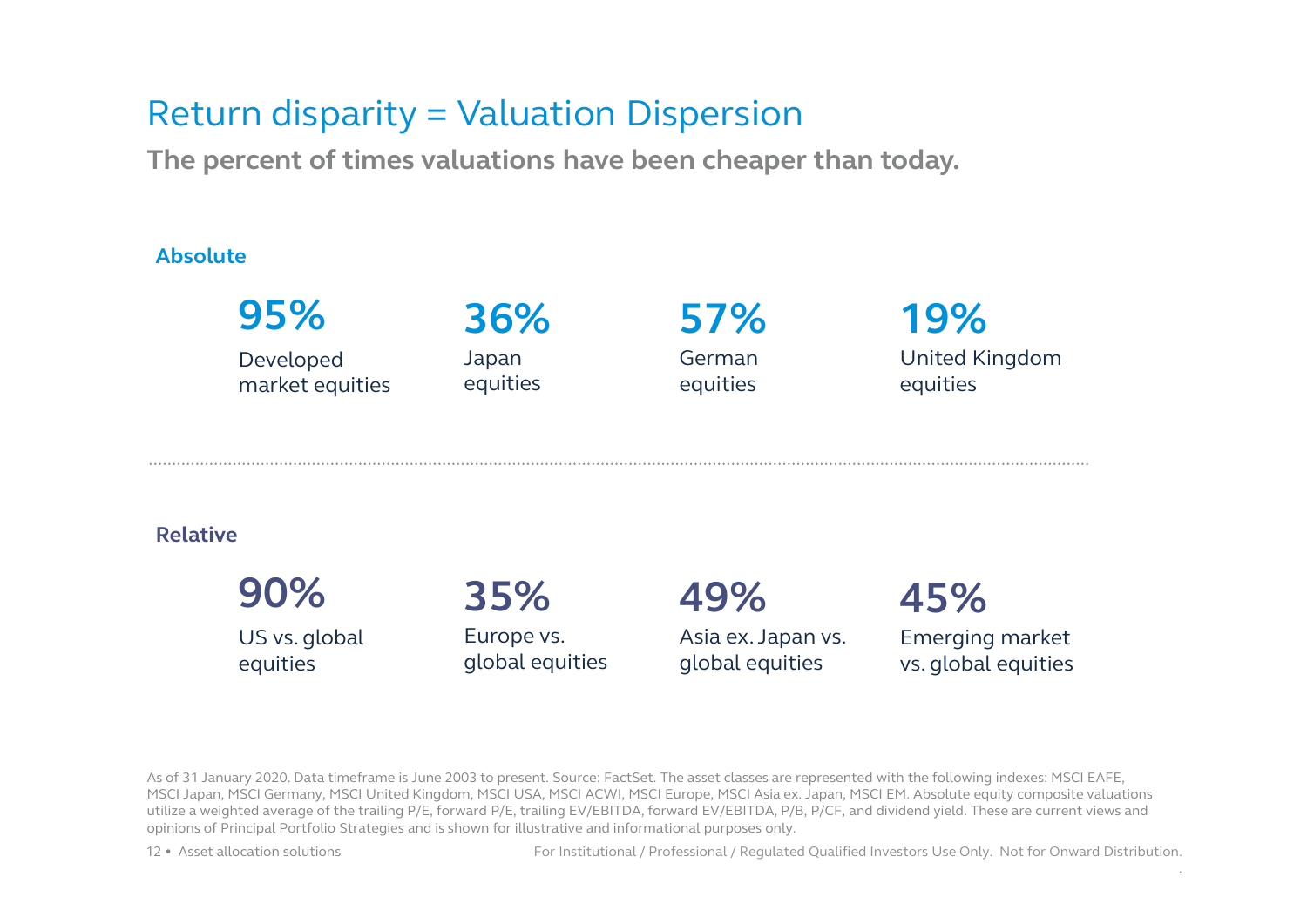# Return disparity = Valuation Dispersion

**The percent of times valuations have been cheaper than today.**

## Absolute

**95%**
Developed market equities

**36%**
Japan equities

**57%**
German equities

**19%**
United Kingdom equities

## Relative

**90%**
US vs. global equities

**35%**
Europe vs. global equities

**49%**
Asia ex. Japan vs. global equities

**45%**
Emerging market vs. global equities

As of 31 January 2020. Data timeframe is June 2003 to present. Source: FactSet. The asset classes are represented with the following indexes: MSCI EAFE, MSCI Japan, MSCI Germany, MSCI United Kingdom, MSCI USA, MSCI ACWI, MSCI Europe, MSCI Asia ex. Japan, MSCI EM. Absolute equity composite valuations utilize a weighted average of the trailing P/E, forward P/E, trailing EV/EBITDA, forward EV/EBITDA, P/B, P/CF, and dividend yield. These are current views and opinions of Principal Portfolio Strategies and is shown for illustrative and informational purposes only.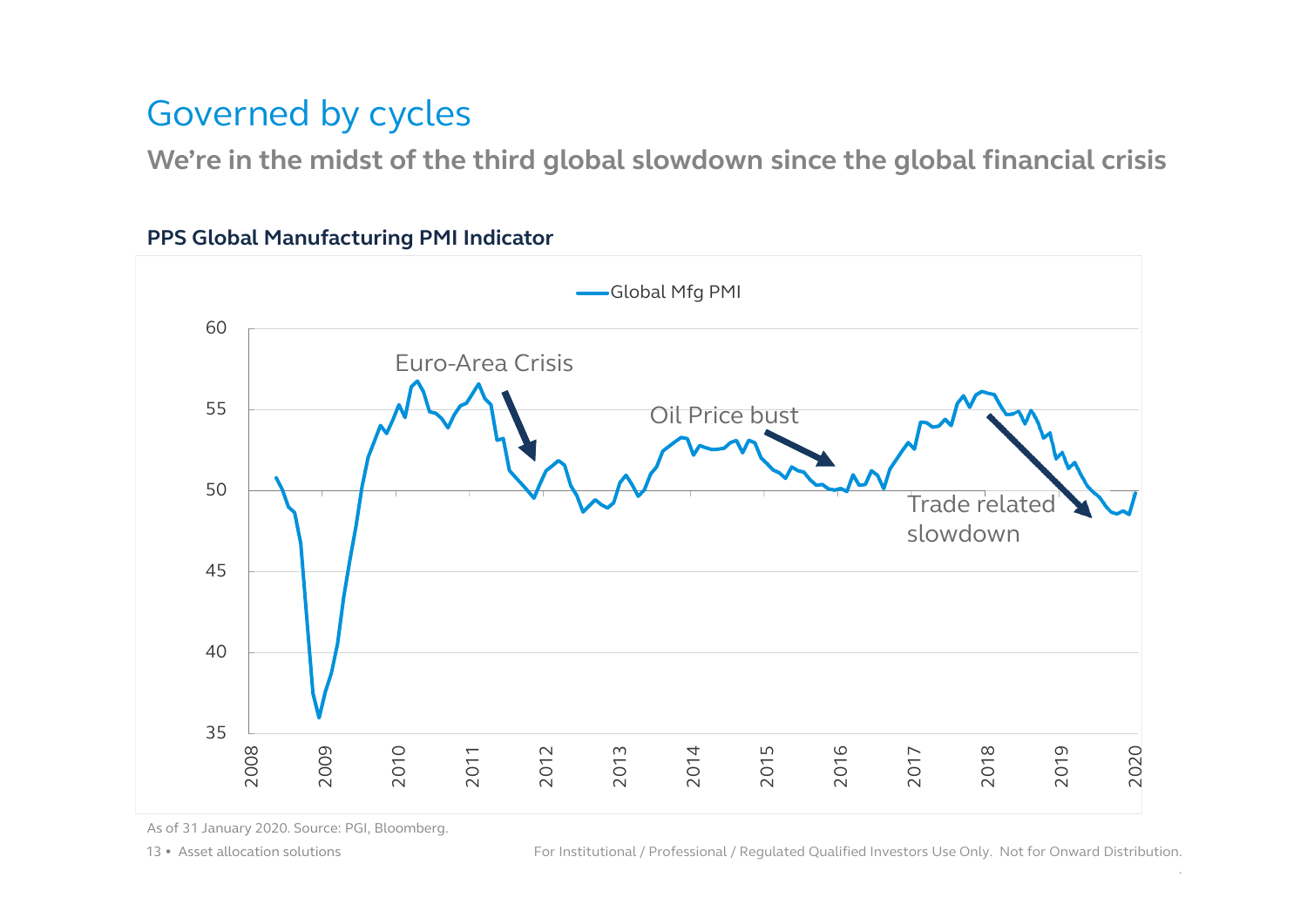# Governed by cycles

## We're in the midst of the third global slowdown since the global financial crisis

**PPS Global Manufacturing PMI Indicator**

As of 31 January 2020. Source: PGI, Bloomberg.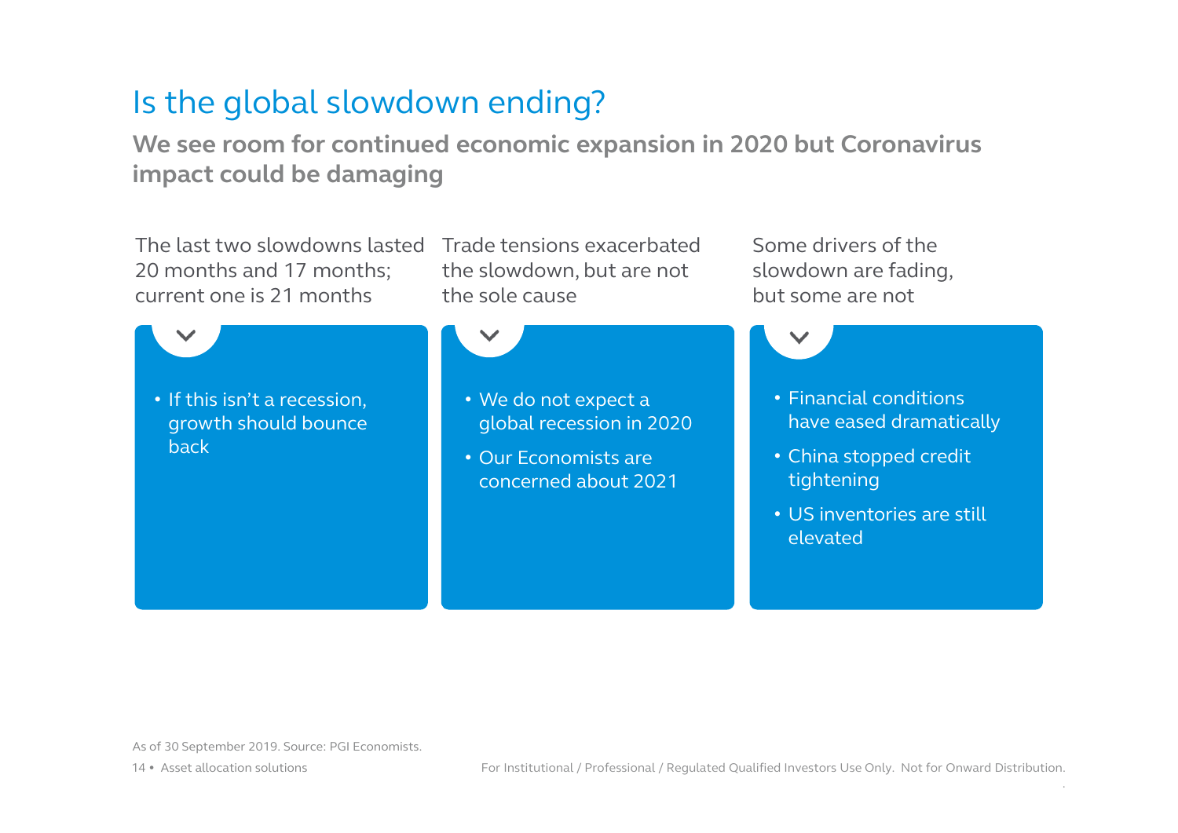# Is the global slowdown ending?

**We see room for continued economic expansion in 2020 but Coronavirus impact could be damaging**

### The last two slowdowns lasted 20 months and 17 months; current one is 21 months

- If this isn't a recession, growth should bounce back

### Trade tensions exacerbated the slowdown, but are not the sole cause

- We do not expect a global recession in 2020
- Our Economists are concerned about 2021

### Some drivers of the slowdown are fading, but some are not

- Financial conditions have eased dramatically
- China stopped credit tightening
- US inventories are still elevated

As of 30 September 2019. Source: PGI Economists.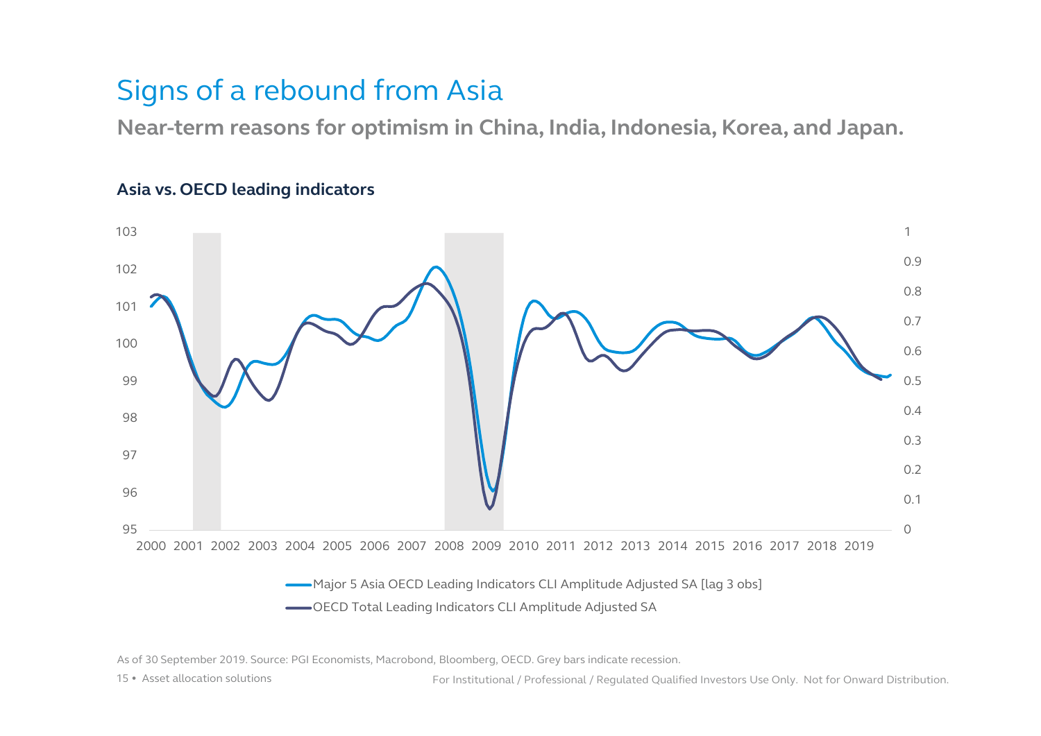# Signs of a rebound from Asia

## Near-term reasons for optimism in China, India, Indonesia, Korea, and Japan.

### Asia vs. OECD leading indicators

As of 30 September 2019. Source: PGI Economists, Macrobond, Bloomberg, OECD. Grey bars indicate recession.

For Institutional / Professional / Regulated Qualified Investors Use Only. Not for Onward Distribution.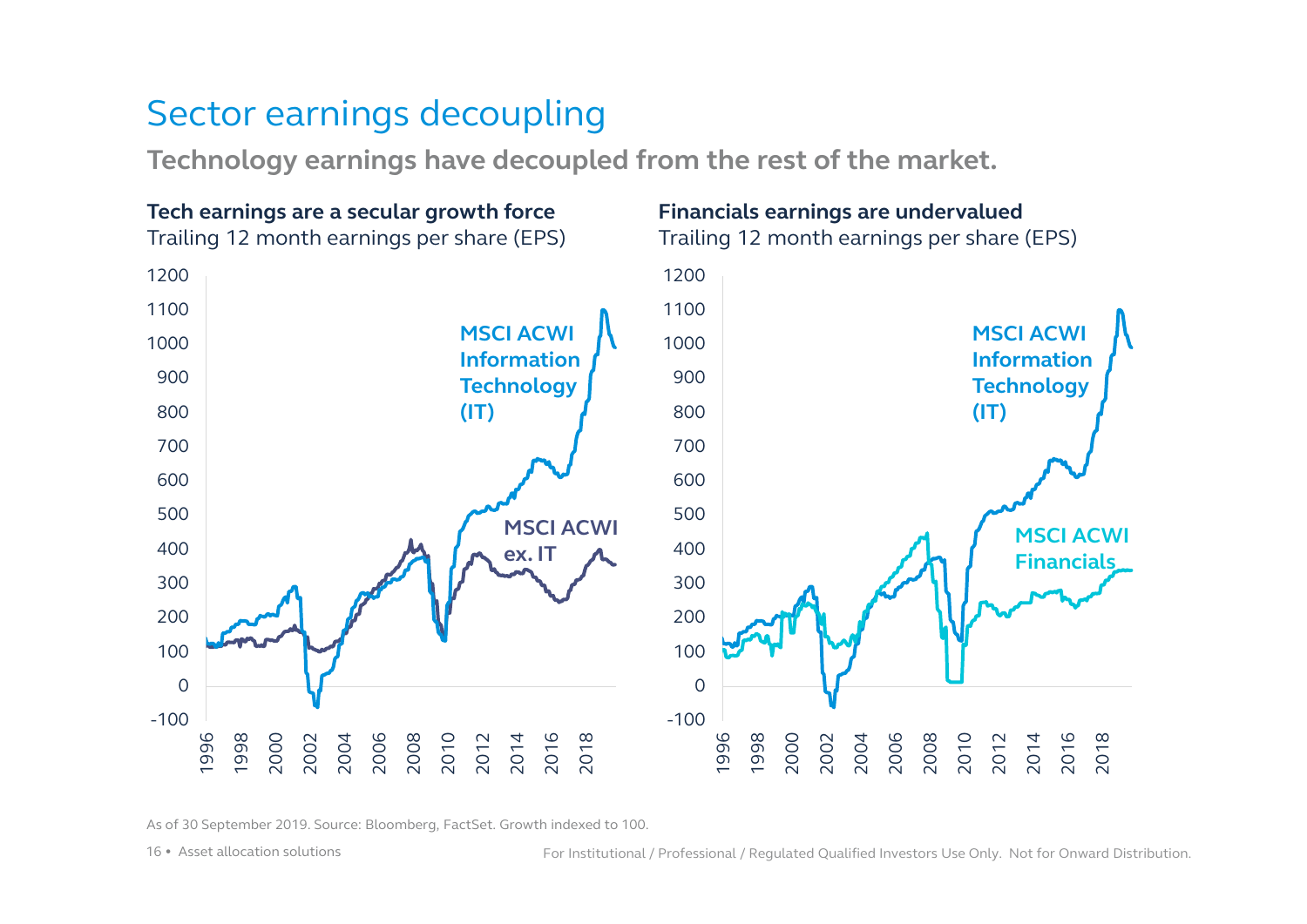# Sector earnings decoupling

**Technology earnings have decoupled from the rest of the market.**

**Tech earnings are a secular growth force**
Trailing 12 month earnings per share (EPS)

**Financials earnings are undervalued**
Trailing 12 month earnings per share (EPS)

As of 30 September 2019. Source: Bloomberg, FactSet. Growth indexed to 100.

For Institutional / Professional / Regulated Qualified Investors Use Only. Not for Onward Distribution.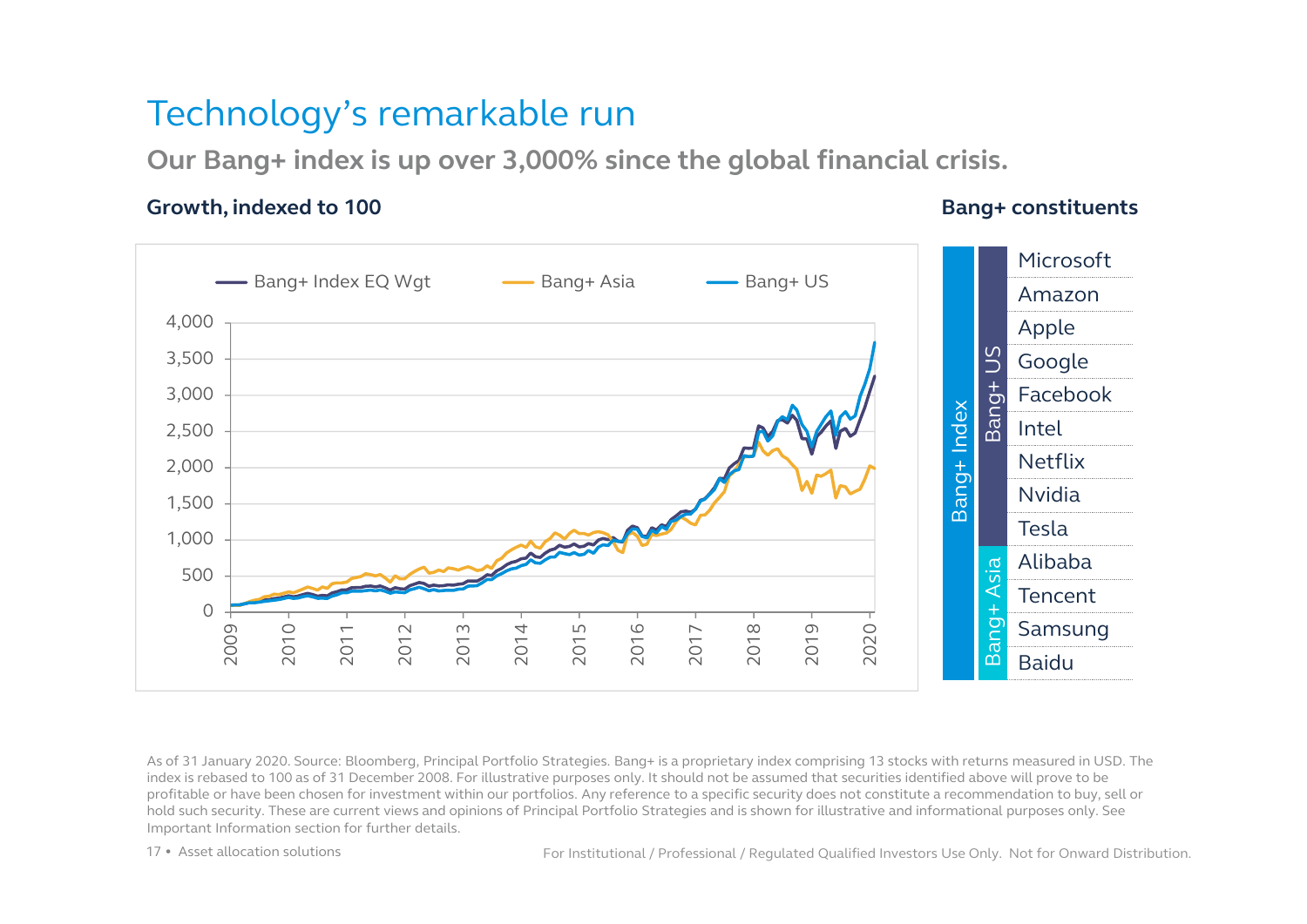# Technology's remarkable run

**Our Bang+ index is up over 3,000% since the global financial crisis.**

**Growth, indexed to 100**

Bang+ Index EQ Wgt | Bang+ Asia | Bang+ US

**Bang+ constituents**

| Bang+ Index | | |
|---|---|---|
| | Bang+ US | Microsoft |
| | | Amazon |
| | | Apple |
| | | Google |
| | | Facebook |
| | | Intel |
| | | Netflix |
| | | Nvidia |
| | | Tesla |
| | Bang+ Asia | Alibaba |
| | | Tencent |
| | | Samsung |
| | | Baidu |

As of 31 January 2020. Source: Bloomberg, Principal Portfolio Strategies. Bang+ is a proprietary index comprising 13 stocks with returns measured in USD. The index is rebased to 100 as of 31 December 2008. For illustrative purposes only. It should not be assumed that securities identified above will prove to be profitable or have been chosen for investment within our portfolios. Any reference to a specific security does not constitute a recommendation to buy, sell or hold such security. These are current views and opinions of Principal Portfolio Strategies and is shown for illustrative and informational purposes only. See Important Information section for further details.

For Institutional / Professional / Regulated Qualified Investors Use Only. Not for Onward Distribution.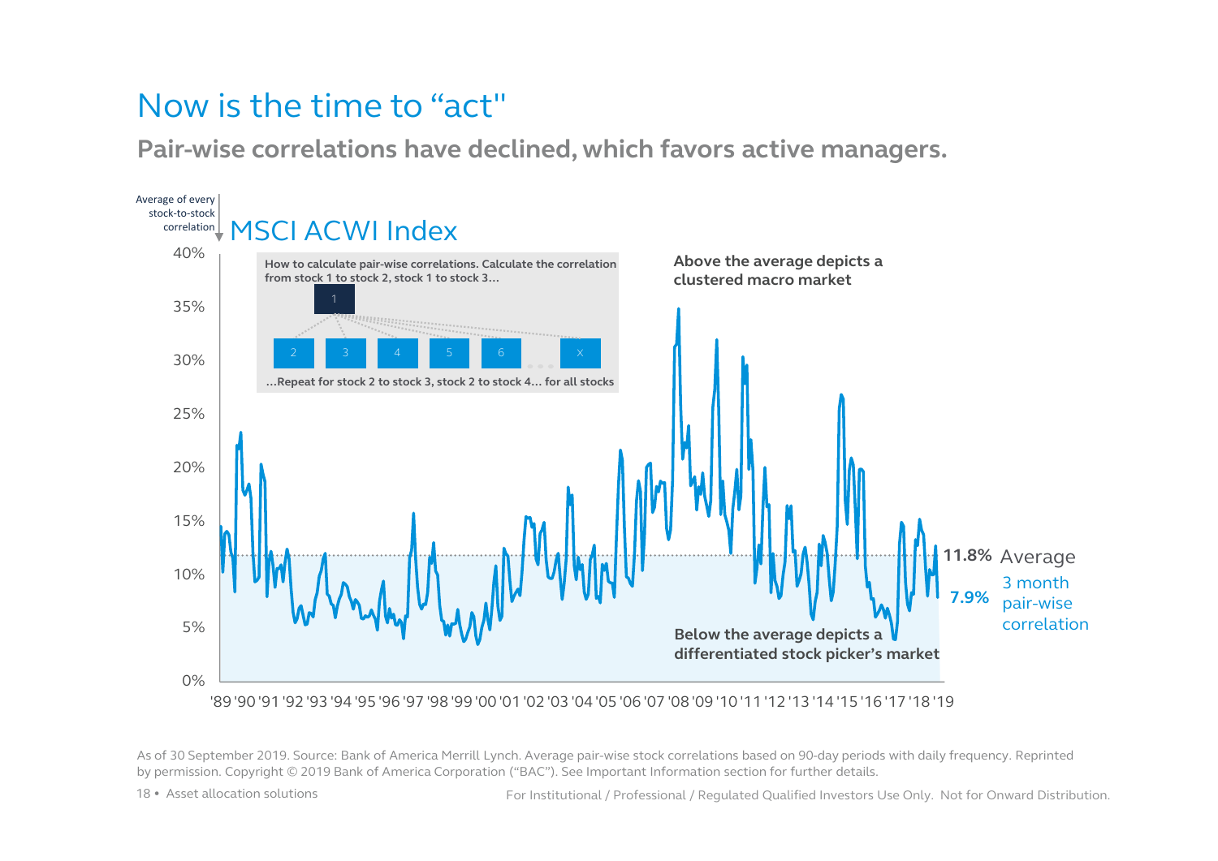# Now is the time to "act"

## Pair-wise correlations have declined, which favors active managers.

Average of every stock-to-stock correlation

### MSCI ACWI Index

How to calculate pair-wise correlations. Calculate the correlation from stock 1 to stock 2, stock 1 to stock 3…

…Repeat for stock 2 to stock 3, stock 2 to stock 4… for all stocks

**Above the average depicts a clustered macro market**

**Below the average depicts a differentiated stock picker's market**

**11.8%** Average

**7.9%** 3 month pair-wise correlation

As of 30 September 2019. Source: Bank of America Merrill Lynch. Average pair-wise stock correlations based on 90-day periods with daily frequency. Reprinted by permission. Copyright © 2019 Bank of America Corporation ("BAC"). See Important Information section for further details.

For Institutional / Professional / Regulated Qualified Investors Use Only. Not for Onward Distribution.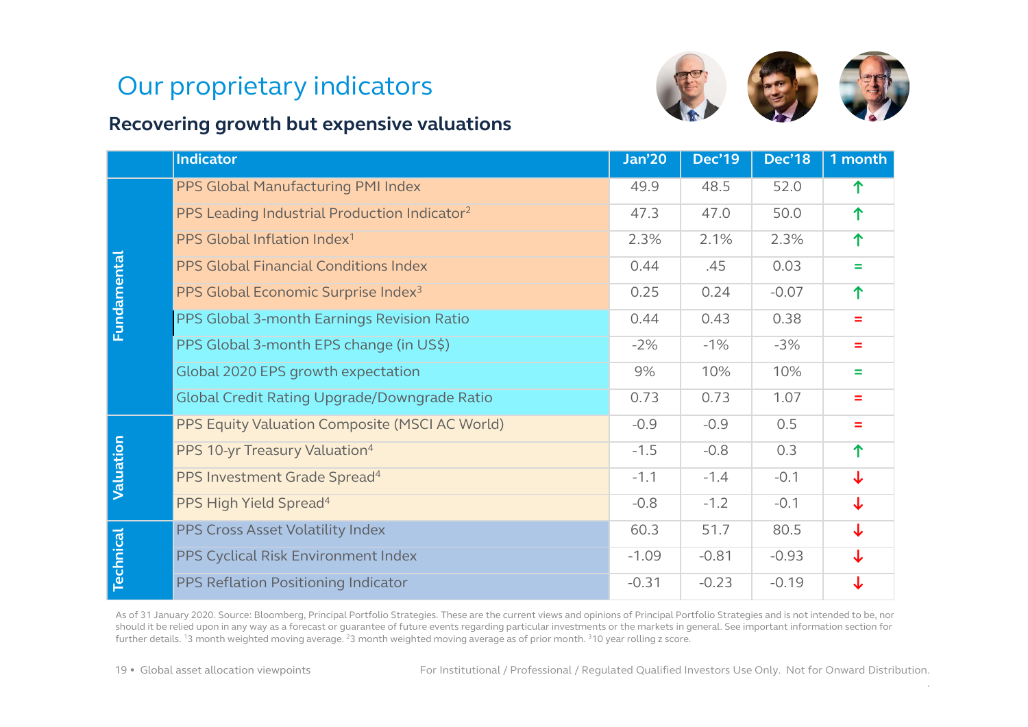# Our proprietary indicators

## Recovering growth but expensive valuations

| | Indicator | Jan'20 | Dec'19 | Dec'18 | 1 month |
|---|---|---|---|---|---|
| Fundamental | PPS Global Manufacturing PMI Index | 49.9 | 48.5 | 52.0 | ↑ |
| | PPS Leading Industrial Production Indicator[2] | 47.3 | 47.0 | 50.0 | ↑ |
| | PPS Global Inflation Index[1] | 2.3% | 2.1% | 2.3% | ↑ |
| | PPS Global Financial Conditions Index | 0.44 | .45 | 0.03 | = |
| | PPS Global Economic Surprise Index[3] | 0.25 | 0.24 | -0.07 | ↑ |
| | PPS Global 3-month Earnings Revision Ratio | 0.44 | 0.43 | 0.38 | = |
| | PPS Global 3-month EPS change (in US$) | -2% | -1% | -3% | = |
| | Global 2020 EPS growth expectation | 9% | 10% | 10% | = |
| | Global Credit Rating Upgrade/Downgrade Ratio | 0.73 | 0.73 | 1.07 | = |
| Valuation | PPS Equity Valuation Composite (MSCI AC World) | -0.9 | -0.9 | 0.5 | = |
| | PPS 10-yr Treasury Valuation[4] | -1.5 | -0.8 | 0.3 | ↑ |
| | PPS Investment Grade Spread[4] | -1.1 | -1.4 | -0.1 | ↓ |
| | PPS High Yield Spread[4] | -0.8 | -1.2 | -0.1 | ↓ |
| Technical | PPS Cross Asset Volatility Index | 60.3 | 51.7 | 80.5 | ↓ |
| | PPS Cyclical Risk Environment Index | -1.09 | -0.81 | -0.93 | ↓ |
| | PPS Reflation Positioning Indicator | -0.31 | -0.23 | -0.19 | ↓ |

As of 31 January 2020. Source: Bloomberg, Principal Portfolio Strategies. These are the current views and opinions of Principal Portfolio Strategies and is not intended to be, nor should it be relied upon in any way as a forecast or guarantee of future events regarding particular investments or the markets in general. See important information section for further details. [1]3 month weighted moving average. [2]3 month weighted moving average as of prior month. [3]10 year rolling z score.

For Institutional / Professional / Regulated Qualified Investors Use Only. Not for Onward Distribution.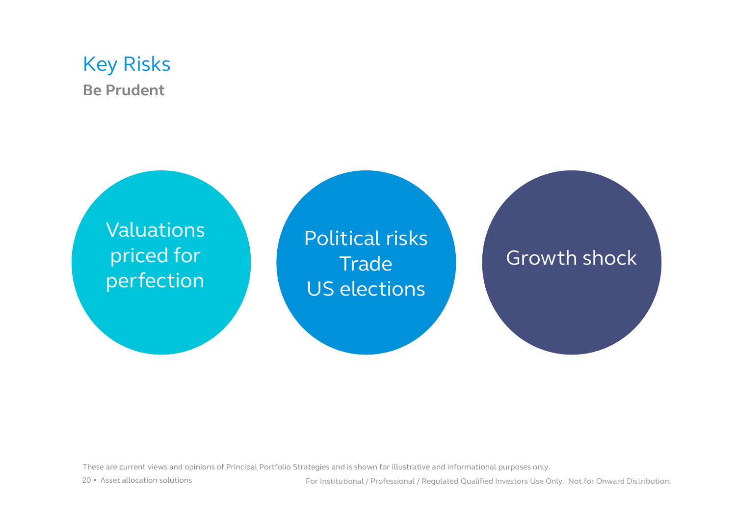# Key Risks

**Be Prudent**

- Valuations priced for perfection
- Political risks
  Trade
  US elections
- Growth shock

These are current views and opinions of Principal Portfolio Strategies and is shown for illustrative and informational purposes only.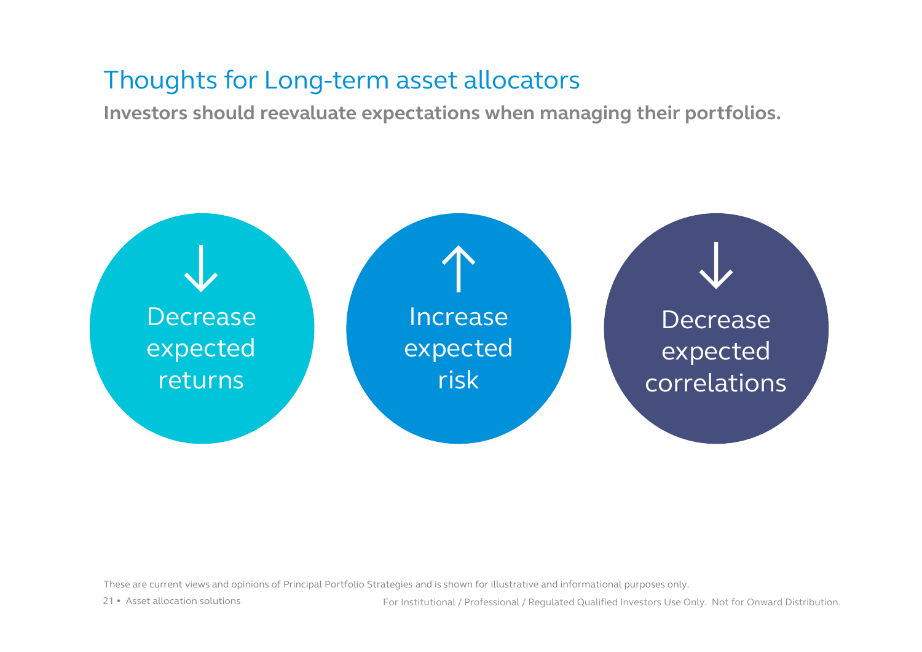# Thoughts for Long-term asset allocators

**Investors should reevaluate expectations when managing their portfolios.**

↓ Decrease expected returns

↑ Increase expected risk

↓ Decrease expected correlations

These are current views and opinions of Principal Portfolio Strategies and is shown for illustrative and informational purposes only.

For Institutional / Professional / Regulated Qualified Investors Use Only. Not for Onward Distribution.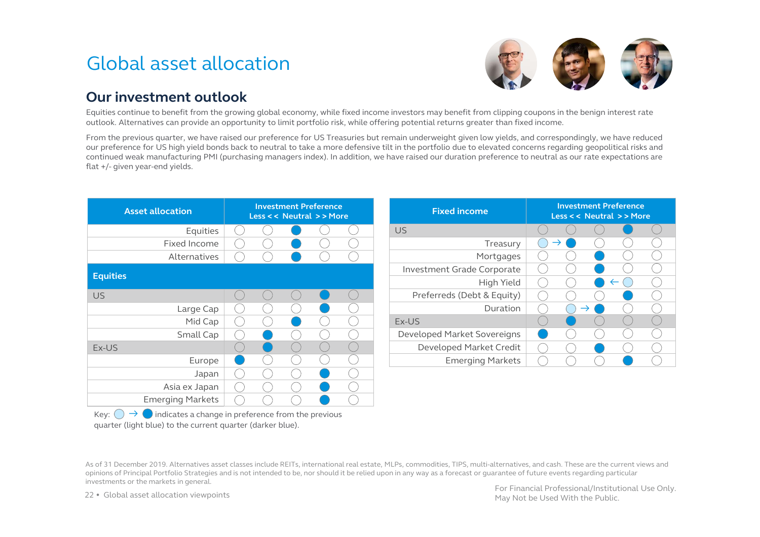# Global asset allocation

## Our investment outlook

Equities continue to benefit from the growing global economy, while fixed income investors may benefit from clipping coupons in the benign interest rate outlook. Alternatives can provide an opportunity to limit portfolio risk, while offering potential returns greater than fixed income.

From the previous quarter, we have raised our preference for US Treasuries but remain underweight given low yields, and correspondingly, we have reduced our preference for US high yield bonds back to neutral to take a more defensive tilt in the portfolio due to elevated concerns regarding geopolitical risks and continued weak manufacturing PMI (purchasing managers index). In addition, we have raised our duration preference to neutral as our rate expectations are flat +/- given year-end yields.

| Asset allocation | Investment Preference: Less << | | Neutral | | >> More |
|---|---|---|---|---|---|
| Equities | ○ | ○ | ● | ○ | ○ |
| Fixed Income | ○ | ○ | ● | ○ | ○ |
| Alternatives | ○ | ○ | ● | ○ | ○ |
| **Equities** | | | | | |
| US | ○ | ○ | ○ | ● | ○ |
| Large Cap | ○ | ○ | ○ | ● | ○ |
| Mid Cap | ○ | ○ | ● | ○ | ○ |
| Small Cap | ○ | ● | ○ | ○ | ○ |
| Ex-US | ○ | ● | ○ | ○ | ○ |
| Europe | ● | ○ | ○ | ○ | ○ |
| Japan | ○ | ○ | ○ | ● | ○ |
| Asia ex Japan | ○ | ○ | ○ | ● | ○ |
| Emerging Markets | ○ | ○ | ○ | ● | ○ |

| Fixed income | Investment Preference: Less << | | Neutral | | >> More |
|---|---|---|---|---|---|
| US | ○ | ○ | ○ | ● | ○ |
| Treasury | ◌ (previous) → | ● | ○ | ○ | ○ |
| Mortgages | ○ | ○ | ● | ○ | ○ |
| Investment Grade Corporate | ○ | ○ | ● | ○ | ○ |
| High Yield | ○ | ○ | ● | ← ◌ (previous) | ○ |
| Preferreds (Debt & Equity) | ○ | ○ | ○ | ● | ○ |
| Duration | ○ | ◌ (previous) → | ● | ○ | ○ |
| Ex-US | ○ | ● | ○ | ○ | ○ |
| Developed Market Sovereigns | ● | ○ | ○ | ○ | ○ |
| Developed Market Credit | ○ | ○ | ● | ○ | ○ |
| Emerging Markets | ○ | ○ | ○ | ● | ○ |

Key: ◌ → ● indicates a change in preference from the previous quarter (light blue) to the current quarter (darker blue).

As of 31 December 2019. Alternatives asset classes include REITs, international real estate, MLPs, commodities, TIPS, multi-alternatives, and cash. These are the current views and opinions of Principal Portfolio Strategies and is not intended to be, nor should it be relied upon in any way as a forecast or guarantee of future events regarding particular investments or the markets in general.

For Financial Professional/Institutional Use Only. May Not be Used With the Public.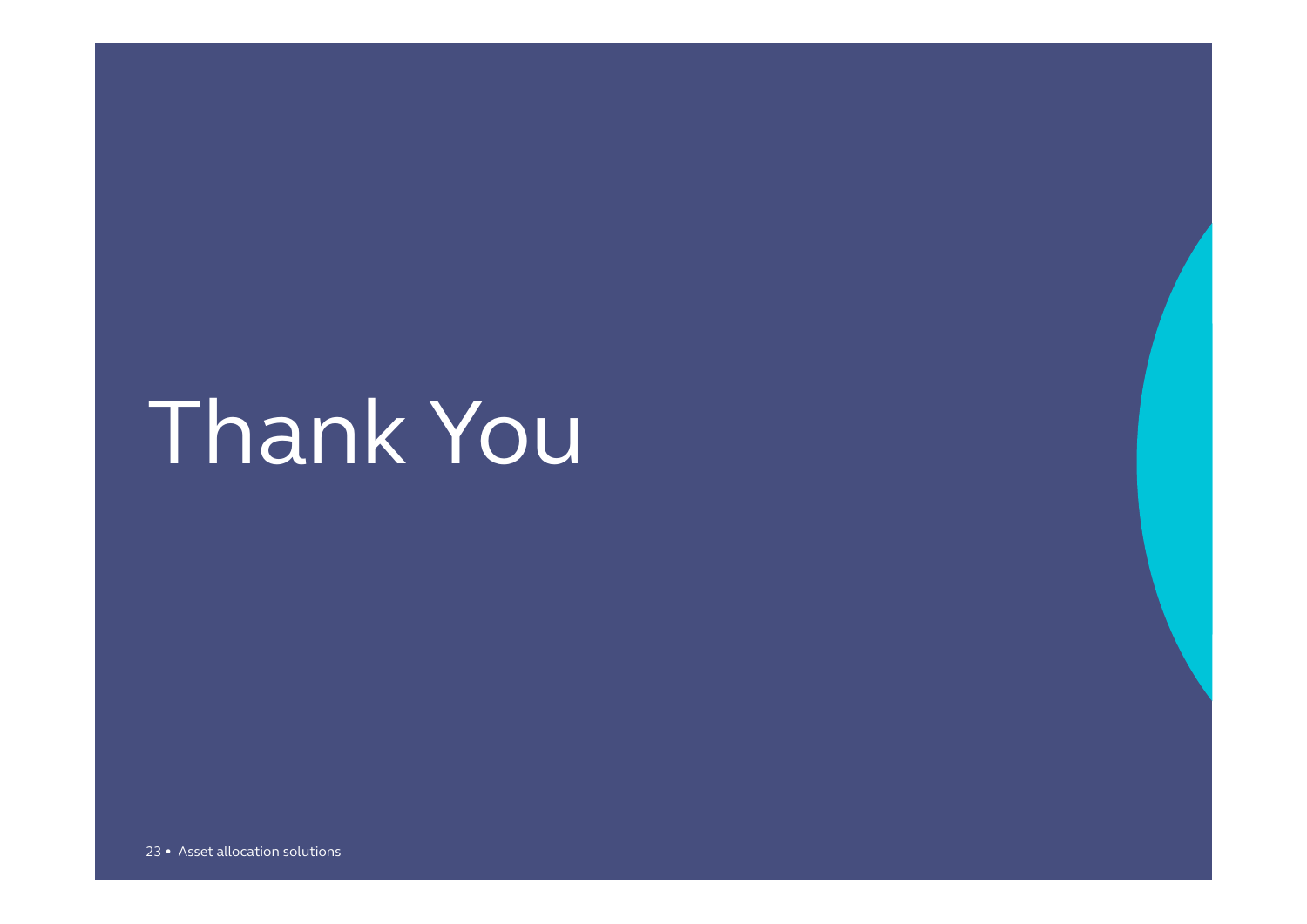# Thank You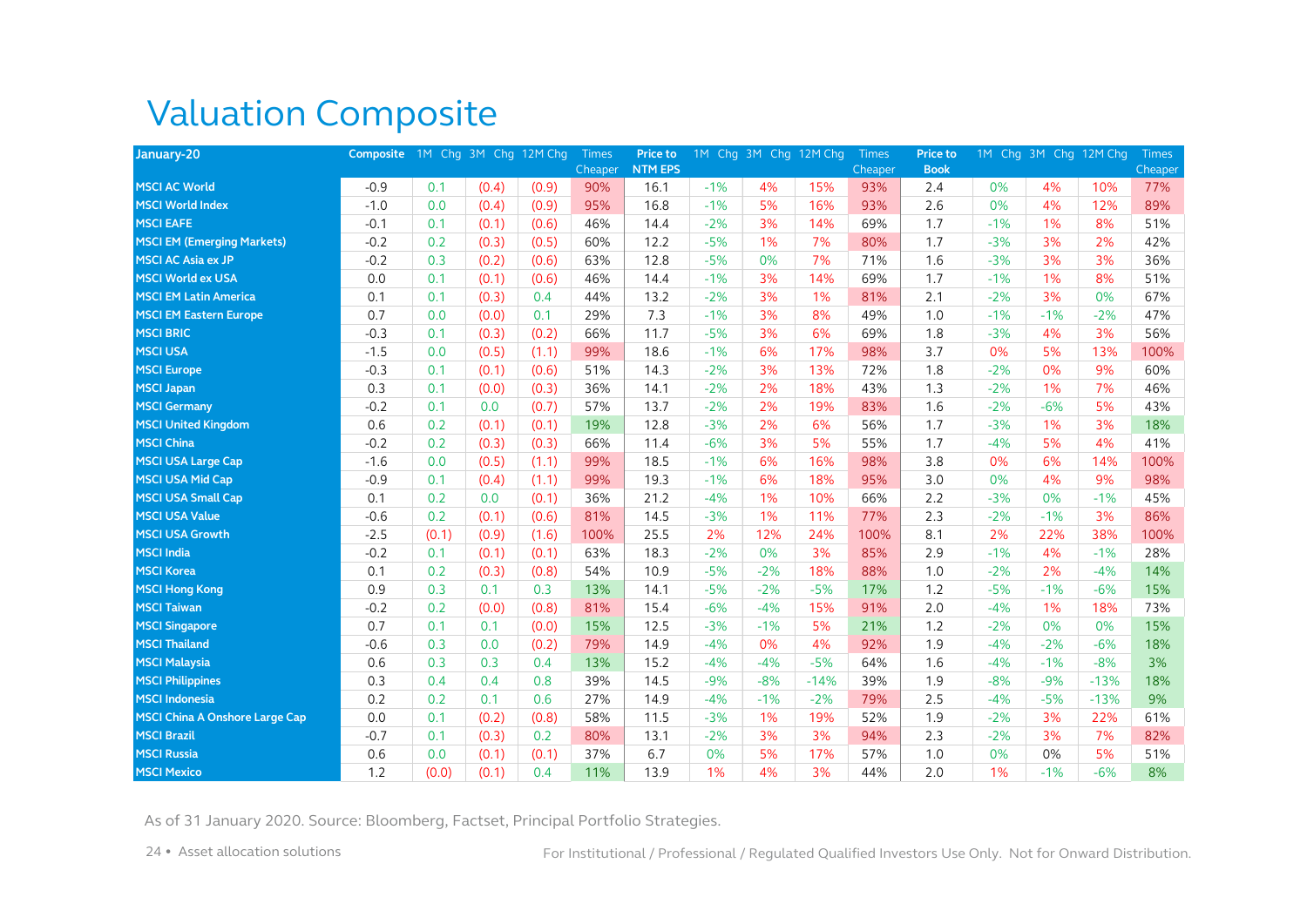# Valuation Composite

| January-20 | Composite | 1M Chg | 3M Chg | 12M Chg | Times Cheaper | Price to NTM EPS | 1M Chg | 3M Chg | 12M Chg | Times Cheaper | Price to Book | 1M Chg | 3M Chg | 12M Chg | Times Cheaper |
|---|---|---|---|---|---|---|---|---|---|---|---|---|---|---|---|
| MSCI AC World | -0.9 | 0.1 | (0.4) | (0.9) | 90% | 16.1 | -1% | 4% | 15% | 93% | 2.4 | 0% | 4% | 10% | 77% |
| MSCI World Index | -1.0 | 0.0 | (0.4) | (0.9) | 95% | 16.8 | -1% | 5% | 16% | 93% | 2.6 | 0% | 4% | 12% | 89% |
| MSCI EAFE | -0.1 | 0.1 | (0.1) | (0.6) | 46% | 14.4 | -2% | 3% | 14% | 69% | 1.7 | -1% | 1% | 8% | 51% |
| MSCI EM (Emerging Markets) | -0.2 | 0.2 | (0.3) | (0.5) | 60% | 12.2 | -5% | 1% | 7% | 80% | 1.7 | -3% | 3% | 2% | 42% |
| MSCI AC Asia ex JP | -0.2 | 0.3 | (0.2) | (0.6) | 63% | 12.8 | -5% | 0% | 7% | 71% | 1.6 | -3% | 3% | 3% | 36% |
| MSCI World ex USA | 0.0 | 0.1 | (0.1) | (0.6) | 46% | 14.4 | -1% | 3% | 14% | 69% | 1.7 | -1% | 1% | 8% | 51% |
| MSCI EM Latin America | 0.1 | 0.1 | (0.3) | 0.4 | 44% | 13.2 | -2% | 3% | 1% | 81% | 2.1 | -2% | 3% | 0% | 67% |
| MSCI EM Eastern Europe | 0.7 | 0.0 | (0.0) | 0.1 | 29% | 7.3 | -1% | 3% | 8% | 49% | 1.0 | -1% | -1% | -2% | 47% |
| MSCI BRIC | -0.3 | 0.1 | (0.3) | (0.2) | 66% | 11.7 | -5% | 3% | 6% | 69% | 1.8 | -3% | 4% | 3% | 56% |
| MSCI USA | -1.5 | 0.0 | (0.5) | (1.1) | 99% | 18.6 | -1% | 6% | 17% | 98% | 3.7 | 0% | 5% | 13% | 100% |
| MSCI Europe | -0.3 | 0.1 | (0.1) | (0.6) | 51% | 14.3 | -2% | 3% | 13% | 72% | 1.8 | -2% | 0% | 9% | 60% |
| MSCI Japan | 0.3 | 0.1 | (0.0) | (0.3) | 36% | 14.1 | -2% | 2% | 18% | 43% | 1.3 | -2% | 1% | 7% | 46% |
| MSCI Germany | -0.2 | 0.1 | 0.0 | (0.7) | 57% | 13.7 | -2% | 2% | 19% | 83% | 1.6 | -2% | -6% | 5% | 43% |
| MSCI United Kingdom | 0.6 | 0.2 | (0.1) | (0.1) | 19% | 12.8 | -3% | 2% | 6% | 56% | 1.7 | -3% | 1% | 3% | 18% |
| MSCI China | -0.2 | 0.2 | (0.3) | (0.3) | 66% | 11.4 | -6% | 3% | 5% | 55% | 1.7 | -4% | 5% | 4% | 41% |
| MSCI USA Large Cap | -1.6 | 0.0 | (0.5) | (1.1) | 99% | 18.5 | -1% | 6% | 16% | 98% | 3.8 | 0% | 6% | 14% | 100% |
| MSCI USA Mid Cap | -0.9 | 0.1 | (0.4) | (1.1) | 99% | 19.3 | -1% | 6% | 18% | 95% | 3.0 | 0% | 4% | 9% | 98% |
| MSCI USA Small Cap | 0.1 | 0.2 | 0.0 | (0.1) | 36% | 21.2 | -4% | 1% | 10% | 66% | 2.2 | -3% | 0% | -1% | 45% |
| MSCI USA Value | -0.6 | 0.2 | (0.1) | (0.6) | 81% | 14.5 | -3% | 1% | 11% | 77% | 2.3 | -2% | -1% | 3% | 86% |
| MSCI USA Growth | -2.5 | (0.1) | (0.9) | (1.6) | 100% | 25.5 | 2% | 12% | 24% | 100% | 8.1 | 2% | 22% | 38% | 100% |
| MSCI India | -0.2 | 0.1 | (0.1) | (0.1) | 63% | 18.3 | -2% | 0% | 3% | 85% | 2.9 | -1% | 4% | -1% | 28% |
| MSCI Korea | 0.1 | 0.2 | (0.3) | (0.8) | 54% | 10.9 | -5% | -2% | 18% | 88% | 1.0 | -2% | 2% | -4% | 14% |
| MSCI Hong Kong | 0.9 | 0.3 | 0.1 | 0.3 | 13% | 14.1 | -5% | -2% | -5% | 17% | 1.2 | -5% | -1% | -6% | 15% |
| MSCI Taiwan | -0.2 | 0.2 | (0.0) | (0.8) | 81% | 15.4 | -6% | -4% | 15% | 91% | 2.0 | -4% | 1% | 18% | 73% |
| MSCI Singapore | 0.7 | 0.1 | 0.1 | (0.0) | 15% | 12.5 | -3% | -1% | 5% | 21% | 1.2 | -2% | 0% | 0% | 15% |
| MSCI Thailand | -0.6 | 0.3 | 0.0 | (0.2) | 79% | 14.9 | -4% | 0% | 4% | 92% | 1.9 | -4% | -2% | -6% | 18% |
| MSCI Malaysia | 0.6 | 0.3 | 0.3 | 0.4 | 13% | 15.2 | -4% | -4% | -5% | 64% | 1.6 | -4% | -1% | -8% | 3% |
| MSCI Philippines | 0.3 | 0.4 | 0.4 | 0.8 | 39% | 14.5 | -9% | -8% | -14% | 39% | 1.9 | -8% | -9% | -13% | 18% |
| MSCI Indonesia | 0.2 | 0.2 | 0.1 | 0.6 | 27% | 14.9 | -4% | -1% | -2% | 79% | 2.5 | -4% | -5% | -13% | 9% |
| MSCI China A Onshore Large Cap | 0.0 | 0.1 | (0.2) | (0.8) | 58% | 11.5 | -3% | 1% | 19% | 52% | 1.9 | -2% | 3% | 22% | 61% |
| MSCI Brazil | -0.7 | 0.1 | (0.3) | 0.2 | 80% | 13.1 | -2% | 3% | 3% | 94% | 2.3 | -2% | 3% | 7% | 82% |
| MSCI Russia | 0.6 | 0.0 | (0.1) | (0.1) | 37% | 6.7 | 0% | 5% | 17% | 57% | 1.0 | 0% | 0% | 5% | 51% |
| MSCI Mexico | 1.2 | (0.0) | (0.1) | 0.4 | 11% | 13.9 | 1% | 4% | 3% | 44% | 2.0 | 1% | -1% | -6% | 8% |

As of 31 January 2020. Source: Bloomberg, Factset, Principal Portfolio Strategies.

For Institutional / Professional / Regulated Qualified Investors Use Only. Not for Onward Distribution.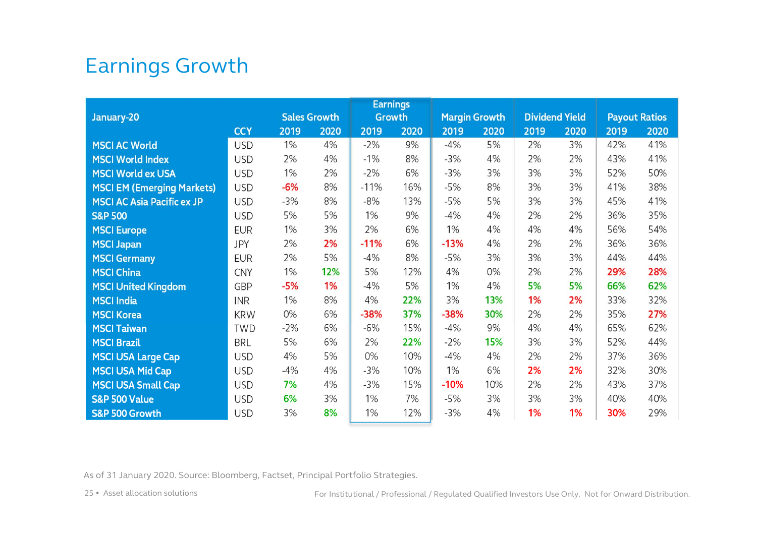# Earnings Growth

| January-20 | CCY | Sales Growth | | Earnings Growth | | Margin Growth | | Dividend Yield | | Payout Ratios | |
|---|---|---|---|---|---|---|---|---|---|---|---|
| | | 2019 | 2020 | 2019 | 2020 | 2019 | 2020 | 2019 | 2020 | 2019 | 2020 |
| MSCI AC World | USD | 1% | 4% | -2% | 9% | -4% | 5% | 2% | 3% | 42% | 41% |
| MSCI World Index | USD | 2% | 4% | -1% | 8% | -3% | 4% | 2% | 2% | 43% | 41% |
| MSCI World ex USA | USD | 1% | 2% | -2% | 6% | -3% | 3% | 3% | 3% | 52% | 50% |
| MSCI EM (Emerging Markets) | USD | -6% | 8% | -11% | 16% | -5% | 8% | 3% | 3% | 41% | 38% |
| MSCI AC Asia Pacific ex JP | USD | -3% | 8% | -8% | 13% | -5% | 5% | 3% | 3% | 45% | 41% |
| S&P 500 | USD | 5% | 5% | 1% | 9% | -4% | 4% | 2% | 2% | 36% | 35% |
| MSCI Europe | EUR | 1% | 3% | 2% | 6% | 1% | 4% | 4% | 4% | 56% | 54% |
| MSCI Japan | JPY | 2% | 2% | -11% | 6% | -13% | 4% | 2% | 2% | 36% | 36% |
| MSCI Germany | EUR | 2% | 5% | -4% | 8% | -5% | 3% | 3% | 3% | 44% | 44% |
| MSCI China | CNY | 1% | 12% | 5% | 12% | 4% | 0% | 2% | 2% | 29% | 28% |
| MSCI United Kingdom | GBP | -5% | 1% | -4% | 5% | 1% | 4% | 5% | 5% | 66% | 62% |
| MSCI India | INR | 1% | 8% | 4% | 22% | 3% | 13% | 1% | 2% | 33% | 32% |
| MSCI Korea | KRW | 0% | 6% | -38% | 37% | -38% | 30% | 2% | 2% | 35% | 27% |
| MSCI Taiwan | TWD | -2% | 6% | -6% | 15% | -4% | 9% | 4% | 4% | 65% | 62% |
| MSCI Brazil | BRL | 5% | 6% | 2% | 22% | -2% | 15% | 3% | 3% | 52% | 44% |
| MSCI USA Large Cap | USD | 4% | 5% | 0% | 10% | -4% | 4% | 2% | 2% | 37% | 36% |
| MSCI USA Mid Cap | USD | -4% | 4% | -3% | 10% | 1% | 6% | 2% | 2% | 32% | 30% |
| MSCI USA Small Cap | USD | 7% | 4% | -3% | 15% | -10% | 10% | 2% | 2% | 43% | 37% |
| S&P 500 Value | USD | 6% | 3% | 1% | 7% | -5% | 3% | 3% | 3% | 40% | 40% |
| S&P 500 Growth | USD | 3% | 8% | 1% | 12% | -3% | 4% | 1% | 1% | 30% | 29% |

As of 31 January 2020. Source: Bloomberg, Factset, Principal Portfolio Strategies.

For Institutional / Professional / Regulated Qualified Investors Use Only. Not for Onward Distribution.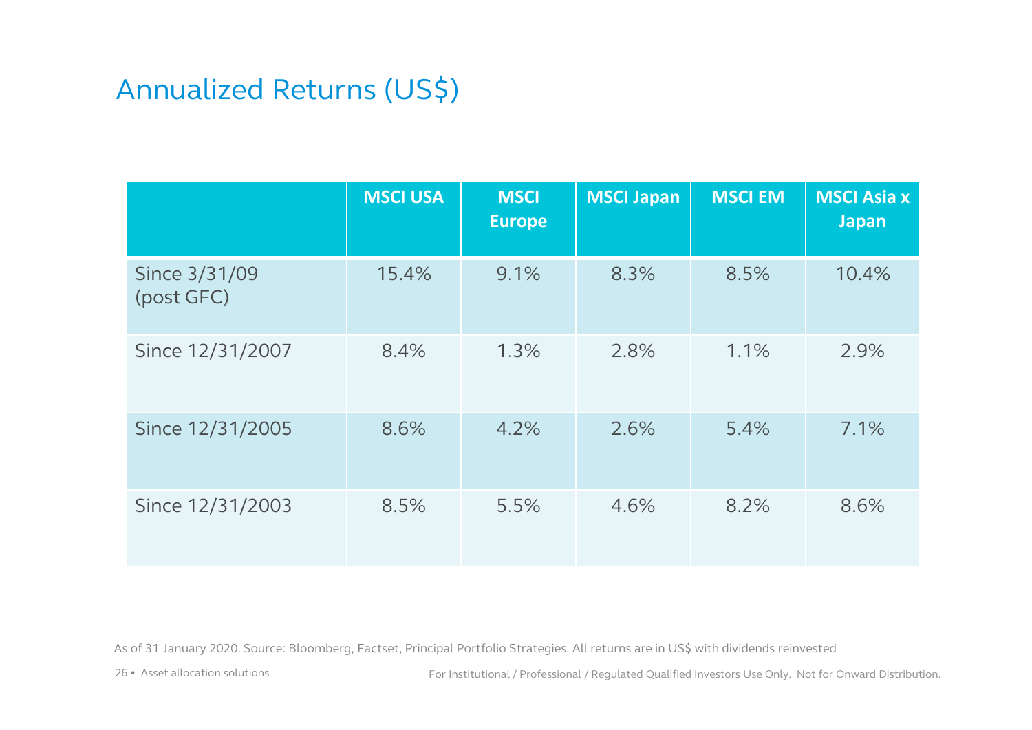# Annualized Returns (US$)

| | MSCI USA | MSCI Europe | MSCI Japan | MSCI EM | MSCI Asia x Japan |
|---|---|---|---|---|---|
| Since 3/31/09 (post GFC) | 15.4% | 9.1% | 8.3% | 8.5% | 10.4% |
| Since 12/31/2007 | 8.4% | 1.3% | 2.8% | 1.1% | 2.9% |
| Since 12/31/2005 | 8.6% | 4.2% | 2.6% | 5.4% | 7.1% |
| Since 12/31/2003 | 8.5% | 5.5% | 4.6% | 8.2% | 8.6% |

As of 31 January 2020. Source: Bloomberg, Factset, Principal Portfolio Strategies. All returns are in US$ with dividends reinvested

For Institutional / Professional / Regulated Qualified Investors Use Only. Not for Onward Distribution.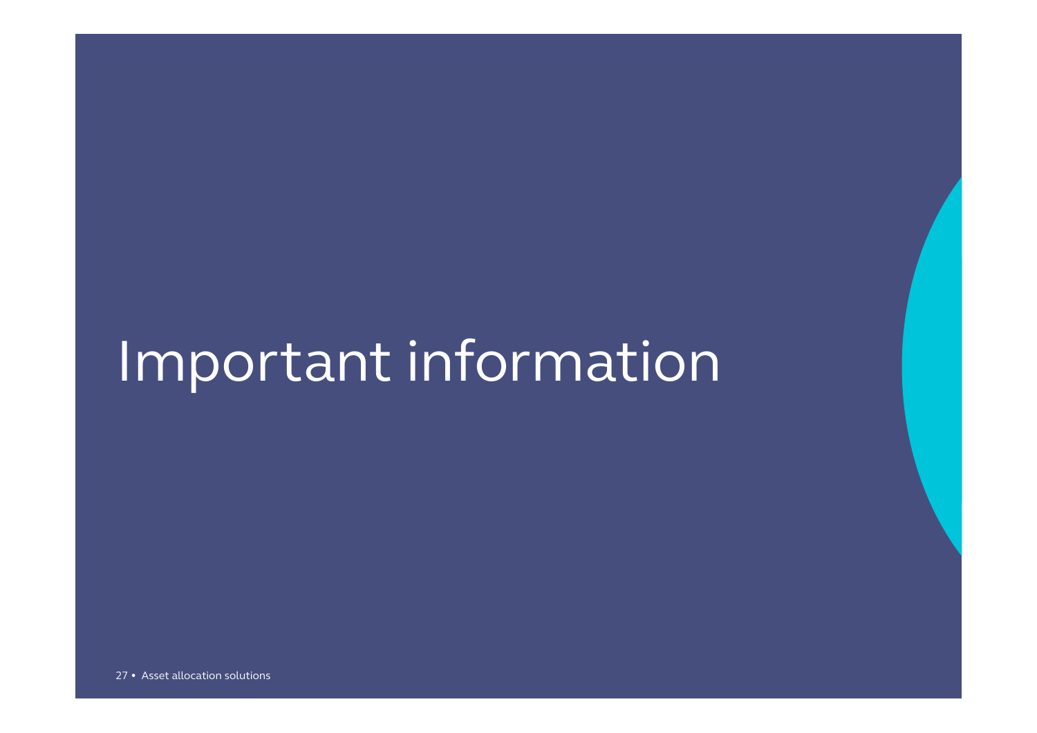# Important information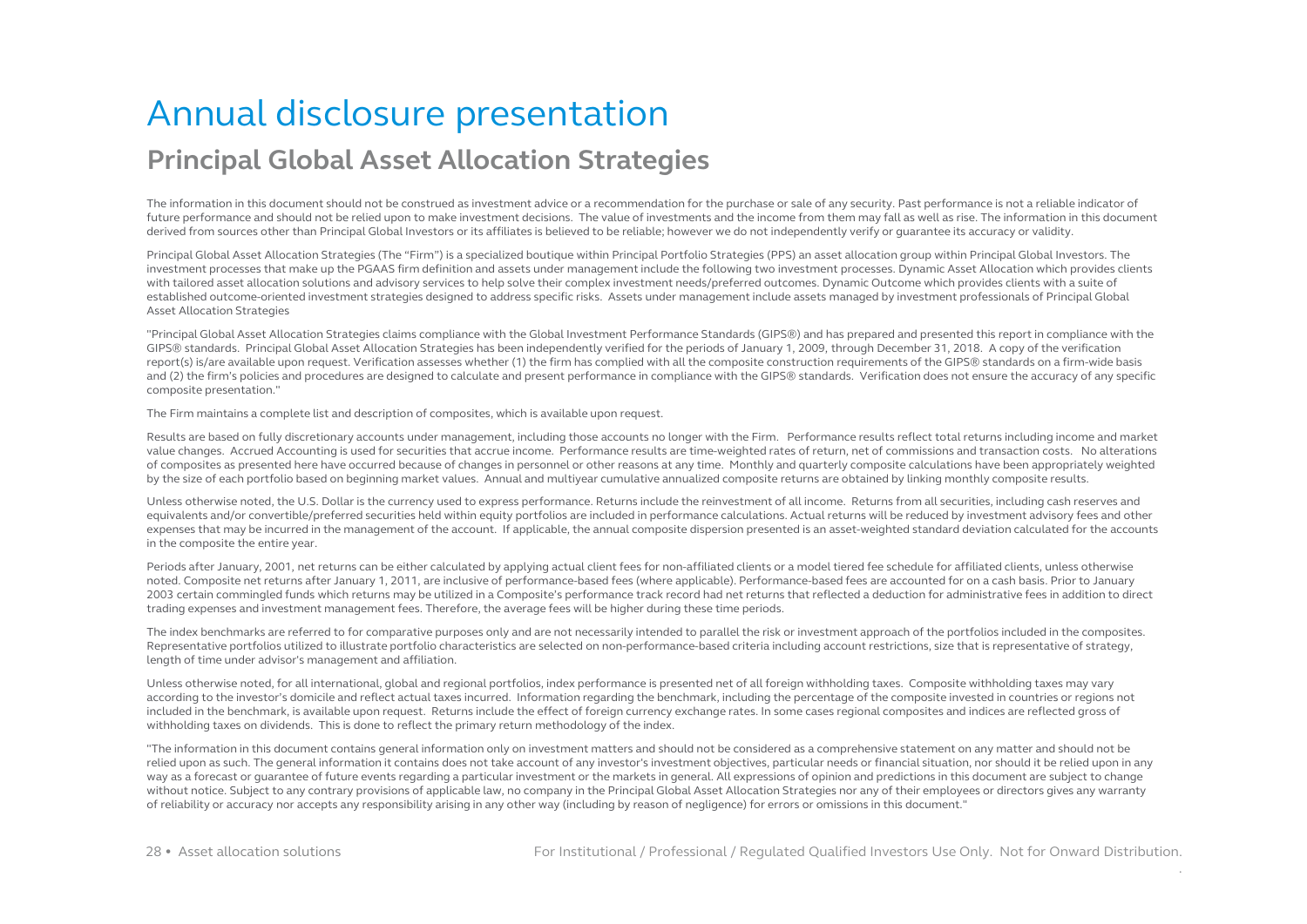# Annual disclosure presentation

## Principal Global Asset Allocation Strategies

The information in this document should not be construed as investment advice or a recommendation for the purchase or sale of any security. Past performance is not a reliable indicator of future performance and should not be relied upon to make investment decisions. The value of investments and the income from them may fall as well as rise. The information in this document derived from sources other than Principal Global Investors or its affiliates is believed to be reliable; however we do not independently verify or guarantee its accuracy or validity.

Principal Global Asset Allocation Strategies (The "Firm") is a specialized boutique within Principal Portfolio Strategies (PPS) an asset allocation group within Principal Global Investors. The investment processes that make up the PGAAS firm definition and assets under management include the following two investment processes. Dynamic Asset Allocation which provides clients with tailored asset allocation solutions and advisory services to help solve their complex investment needs/preferred outcomes. Dynamic Outcome which provides clients with a suite of established outcome-oriented investment strategies designed to address specific risks. Assets under management include assets managed by investment professionals of Principal Global Asset Allocation Strategies

"Principal Global Asset Allocation Strategies claims compliance with the Global Investment Performance Standards (GIPS®) and has prepared and presented this report in compliance with the GIPS® standards. Principal Global Asset Allocation Strategies has been independently verified for the periods of January 1, 2009, through December 31, 2018. A copy of the verification report(s) is/are available upon request. Verification assesses whether (1) the firm has complied with all the composite construction requirements of the GIPS® standards on a firm-wide basis and (2) the firm's policies and procedures are designed to calculate and present performance in compliance with the GIPS® standards. Verification does not ensure the accuracy of any specific composite presentation."

The Firm maintains a complete list and description of composites, which is available upon request.

Results are based on fully discretionary accounts under management, including those accounts no longer with the Firm. Performance results reflect total returns including income and market value changes. Accrued Accounting is used for securities that accrue income. Performance results are time-weighted rates of return, net of commissions and transaction costs. No alterations of composites as presented here have occurred because of changes in personnel or other reasons at any time. Monthly and quarterly composite calculations have been appropriately weighted by the size of each portfolio based on beginning market values. Annual and multiyear cumulative annualized composite returns are obtained by linking monthly composite results.

Unless otherwise noted, the U.S. Dollar is the currency used to express performance. Returns include the reinvestment of all income. Returns from all securities, including cash reserves and equivalents and/or convertible/preferred securities held within equity portfolios are included in performance calculations. Actual returns will be reduced by investment advisory fees and other expenses that may be incurred in the management of the account. If applicable, the annual composite dispersion presented is an asset-weighted standard deviation calculated for the accounts in the composite the entire year.

Periods after January, 2001, net returns can be either calculated by applying actual client fees for non-affiliated clients or a model tiered fee schedule for affiliated clients, unless otherwise noted. Composite net returns after January 1, 2011, are inclusive of performance-based fees (where applicable). Performance-based fees are accounted for on a cash basis. Prior to January 2003 certain commingled funds which returns may be utilized in a Composite's performance track record had net returns that reflected a deduction for administrative fees in addition to direct trading expenses and investment management fees. Therefore, the average fees will be higher during these time periods.

The index benchmarks are referred to for comparative purposes only and are not necessarily intended to parallel the risk or investment approach of the portfolios included in the composites. Representative portfolios utilized to illustrate portfolio characteristics are selected on non-performance-based criteria including account restrictions, size that is representative of strategy, length of time under advisor's management and affiliation.

Unless otherwise noted, for all international, global and regional portfolios, index performance is presented net of all foreign withholding taxes. Composite withholding taxes may vary according to the investor's domicile and reflect actual taxes incurred. Information regarding the benchmark, including the percentage of the composite invested in countries or regions not included in the benchmark, is available upon request. Returns include the effect of foreign currency exchange rates. In some cases regional composites and indices are reflected gross of withholding taxes on dividends. This is done to reflect the primary return methodology of the index.

"The information in this document contains general information only on investment matters and should not be considered as a comprehensive statement on any matter and should not be relied upon as such. The general information it contains does not take account of any investor's investment objectives, particular needs or financial situation, nor should it be relied upon in any way as a forecast or guarantee of future events regarding a particular investment or the markets in general. All expressions of opinion and predictions in this document are subject to change without notice. Subject to any contrary provisions of applicable law, no company in the Principal Global Asset Allocation Strategies nor any of their employees or directors gives any warranty of reliability or accuracy nor accepts any responsibility arising in any other way (including by reason of negligence) for errors or omissions in this document."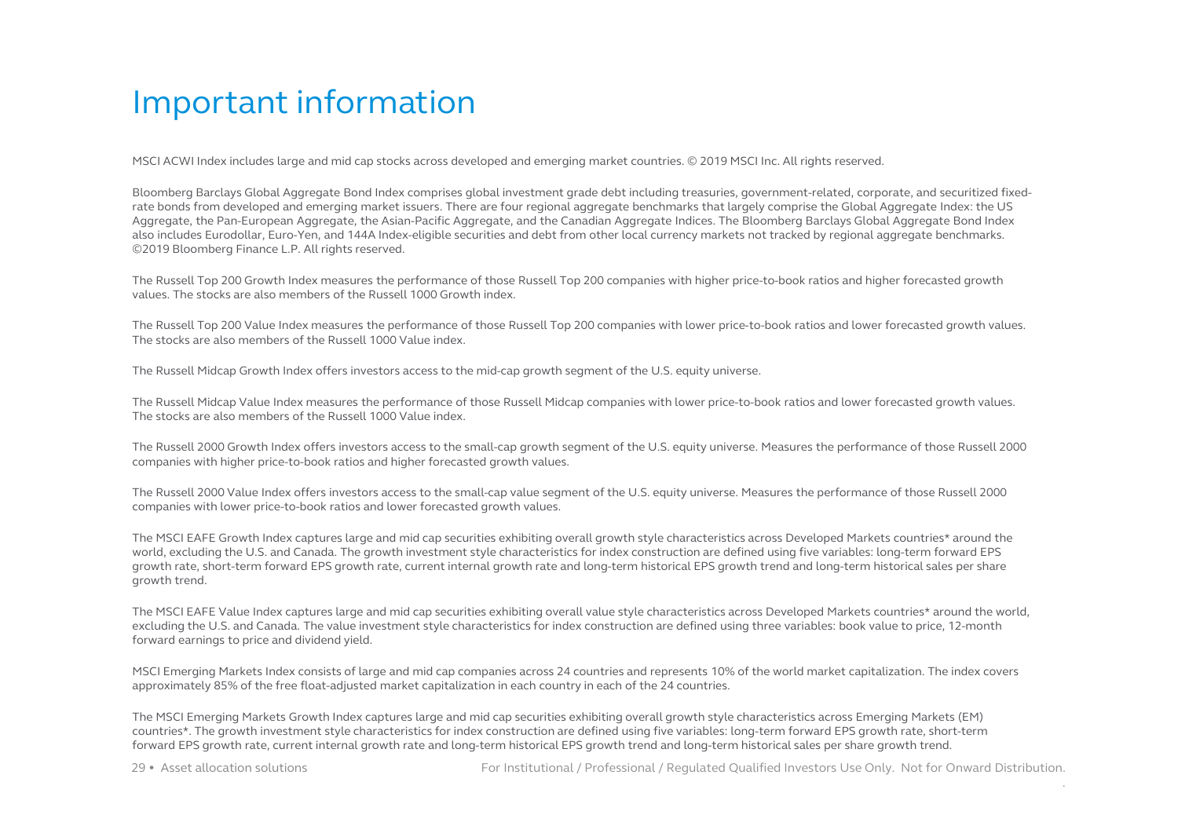# Important information

MSCI ACWI Index includes large and mid cap stocks across developed and emerging market countries. © 2019 MSCI Inc. All rights reserved.

Bloomberg Barclays Global Aggregate Bond Index comprises global investment grade debt including treasuries, government-related, corporate, and securitized fixed-rate bonds from developed and emerging market issuers. There are four regional aggregate benchmarks that largely comprise the Global Aggregate Index: the US Aggregate, the Pan-European Aggregate, the Asian-Pacific Aggregate, and the Canadian Aggregate Indices. The Bloomberg Barclays Global Aggregate Bond Index also includes Eurodollar, Euro-Yen, and 144A Index-eligible securities and debt from other local currency markets not tracked by regional aggregate benchmarks. ©2019 Bloomberg Finance L.P. All rights reserved.

The Russell Top 200 Growth Index measures the performance of those Russell Top 200 companies with higher price-to-book ratios and higher forecasted growth values. The stocks are also members of the Russell 1000 Growth index.

The Russell Top 200 Value Index measures the performance of those Russell Top 200 companies with lower price-to-book ratios and lower forecasted growth values. The stocks are also members of the Russell 1000 Value index.

The Russell Midcap Growth Index offers investors access to the mid-cap growth segment of the U.S. equity universe.

The Russell Midcap Value Index measures the performance of those Russell Midcap companies with lower price-to-book ratios and lower forecasted growth values. The stocks are also members of the Russell 1000 Value index.

The Russell 2000 Growth Index offers investors access to the small-cap growth segment of the U.S. equity universe. Measures the performance of those Russell 2000 companies with higher price-to-book ratios and higher forecasted growth values.

The Russell 2000 Value Index offers investors access to the small-cap value segment of the U.S. equity universe. Measures the performance of those Russell 2000 companies with lower price-to-book ratios and lower forecasted growth values.

The MSCI EAFE Growth Index captures large and mid cap securities exhibiting overall growth style characteristics across Developed Markets countries* around the world, excluding the U.S. and Canada. The growth investment style characteristics for index construction are defined using five variables: long-term forward EPS growth rate, short-term forward EPS growth rate, current internal growth rate and long-term historical EPS growth trend and long-term historical sales per share growth trend.

The MSCI EAFE Value Index captures large and mid cap securities exhibiting overall value style characteristics across Developed Markets countries* around the world, excluding the U.S. and Canada. The value investment style characteristics for index construction are defined using three variables: book value to price, 12-month forward earnings to price and dividend yield.

MSCI Emerging Markets Index consists of large and mid cap companies across 24 countries and represents 10% of the world market capitalization. The index covers approximately 85% of the free float-adjusted market capitalization in each country in each of the 24 countries.

The MSCI Emerging Markets Growth Index captures large and mid cap securities exhibiting overall growth style characteristics across Emerging Markets (EM) countries*. The growth investment style characteristics for index construction are defined using five variables: long-term forward EPS growth rate, short-term forward EPS growth rate, current internal growth rate and long-term historical EPS growth trend and long-term historical sales per share growth trend.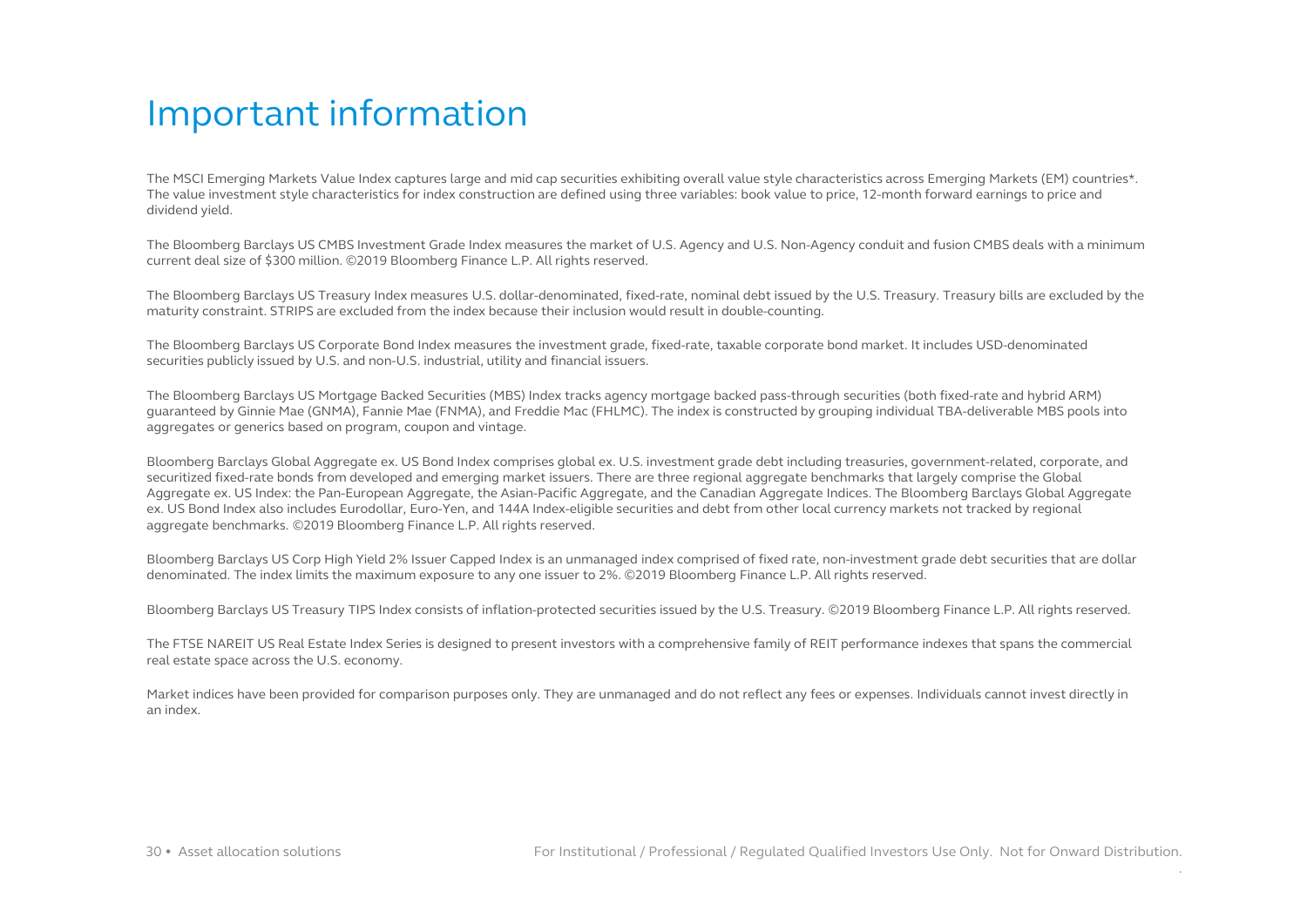# Important information

The MSCI Emerging Markets Value Index captures large and mid cap securities exhibiting overall value style characteristics across Emerging Markets (EM) countries*. The value investment style characteristics for index construction are defined using three variables: book value to price, 12-month forward earnings to price and dividend yield.

The Bloomberg Barclays US CMBS Investment Grade Index measures the market of U.S. Agency and U.S. Non-Agency conduit and fusion CMBS deals with a minimum current deal size of $300 million. ©2019 Bloomberg Finance L.P. All rights reserved.

The Bloomberg Barclays US Treasury Index measures U.S. dollar-denominated, fixed-rate, nominal debt issued by the U.S. Treasury. Treasury bills are excluded by the maturity constraint. STRIPS are excluded from the index because their inclusion would result in double-counting.

The Bloomberg Barclays US Corporate Bond Index measures the investment grade, fixed-rate, taxable corporate bond market. It includes USD-denominated securities publicly issued by U.S. and non-U.S. industrial, utility and financial issuers.

The Bloomberg Barclays US Mortgage Backed Securities (MBS) Index tracks agency mortgage backed pass-through securities (both fixed-rate and hybrid ARM) guaranteed by Ginnie Mae (GNMA), Fannie Mae (FNMA), and Freddie Mac (FHLMC). The index is constructed by grouping individual TBA-deliverable MBS pools into aggregates or generics based on program, coupon and vintage.

Bloomberg Barclays Global Aggregate ex. US Bond Index comprises global ex. U.S. investment grade debt including treasuries, government-related, corporate, and securitized fixed-rate bonds from developed and emerging market issuers. There are three regional aggregate benchmarks that largely comprise the Global Aggregate ex. US Index: the Pan-European Aggregate, the Asian-Pacific Aggregate, and the Canadian Aggregate Indices. The Bloomberg Barclays Global Aggregate ex. US Bond Index also includes Eurodollar, Euro-Yen, and 144A Index-eligible securities and debt from other local currency markets not tracked by regional aggregate benchmarks. ©2019 Bloomberg Finance L.P. All rights reserved.

Bloomberg Barclays US Corp High Yield 2% Issuer Capped Index is an unmanaged index comprised of fixed rate, non-investment grade debt securities that are dollar denominated. The index limits the maximum exposure to any one issuer to 2%. ©2019 Bloomberg Finance L.P. All rights reserved.

Bloomberg Barclays US Treasury TIPS Index consists of inflation-protected securities issued by the U.S. Treasury. ©2019 Bloomberg Finance L.P. All rights reserved.

The FTSE NAREIT US Real Estate Index Series is designed to present investors with a comprehensive family of REIT performance indexes that spans the commercial real estate space across the U.S. economy.

Market indices have been provided for comparison purposes only. They are unmanaged and do not reflect any fees or expenses. Individuals cannot invest directly in an index.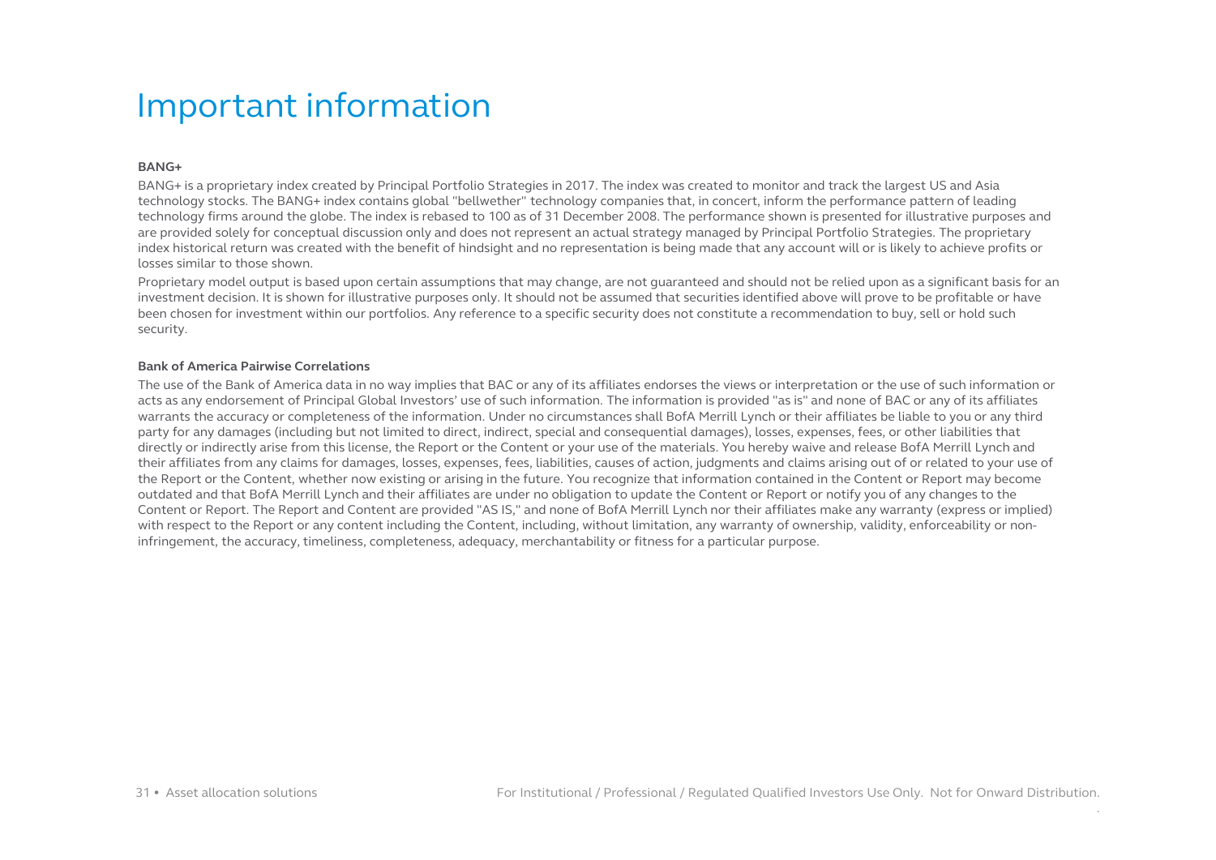# Important information

**BANG+**

BANG+ is a proprietary index created by Principal Portfolio Strategies in 2017. The index was created to monitor and track the largest US and Asia technology stocks. The BANG+ index contains global "bellwether" technology companies that, in concert, inform the performance pattern of leading technology firms around the globe. The index is rebased to 100 as of 31 December 2008. The performance shown is presented for illustrative purposes and are provided solely for conceptual discussion only and does not represent an actual strategy managed by Principal Portfolio Strategies. The proprietary index historical return was created with the benefit of hindsight and no representation is being made that any account will or is likely to achieve profits or losses similar to those shown.

Proprietary model output is based upon certain assumptions that may change, are not guaranteed and should not be relied upon as a significant basis for an investment decision. It is shown for illustrative purposes only. It should not be assumed that securities identified above will prove to be profitable or have been chosen for investment within our portfolios. Any reference to a specific security does not constitute a recommendation to buy, sell or hold such security.

**Bank of America Pairwise Correlations**

The use of the Bank of America data in no way implies that BAC or any of its affiliates endorses the views or interpretation or the use of such information or acts as any endorsement of Principal Global Investors' use of such information. The information is provided "as is" and none of BAC or any of its affiliates warrants the accuracy or completeness of the information. Under no circumstances shall BofA Merrill Lynch or their affiliates be liable to you or any third party for any damages (including but not limited to direct, indirect, special and consequential damages), losses, expenses, fees, or other liabilities that directly or indirectly arise from this license, the Report or the Content or your use of the materials. You hereby waive and release BofA Merrill Lynch and their affiliates from any claims for damages, losses, expenses, fees, liabilities, causes of action, judgments and claims arising out of or related to your use of the Report or the Content, whether now existing or arising in the future. You recognize that information contained in the Content or Report may become outdated and that BofA Merrill Lynch and their affiliates are under no obligation to update the Content or Report or notify you of any changes to the Content or Report. The Report and Content are provided "AS IS," and none of BofA Merrill Lynch nor their affiliates make any warranty (express or implied) with respect to the Report or any content including the Content, including, without limitation, any warranty of ownership, validity, enforceability or non-infringement, the accuracy, timeliness, completeness, adequacy, merchantability or fitness for a particular purpose.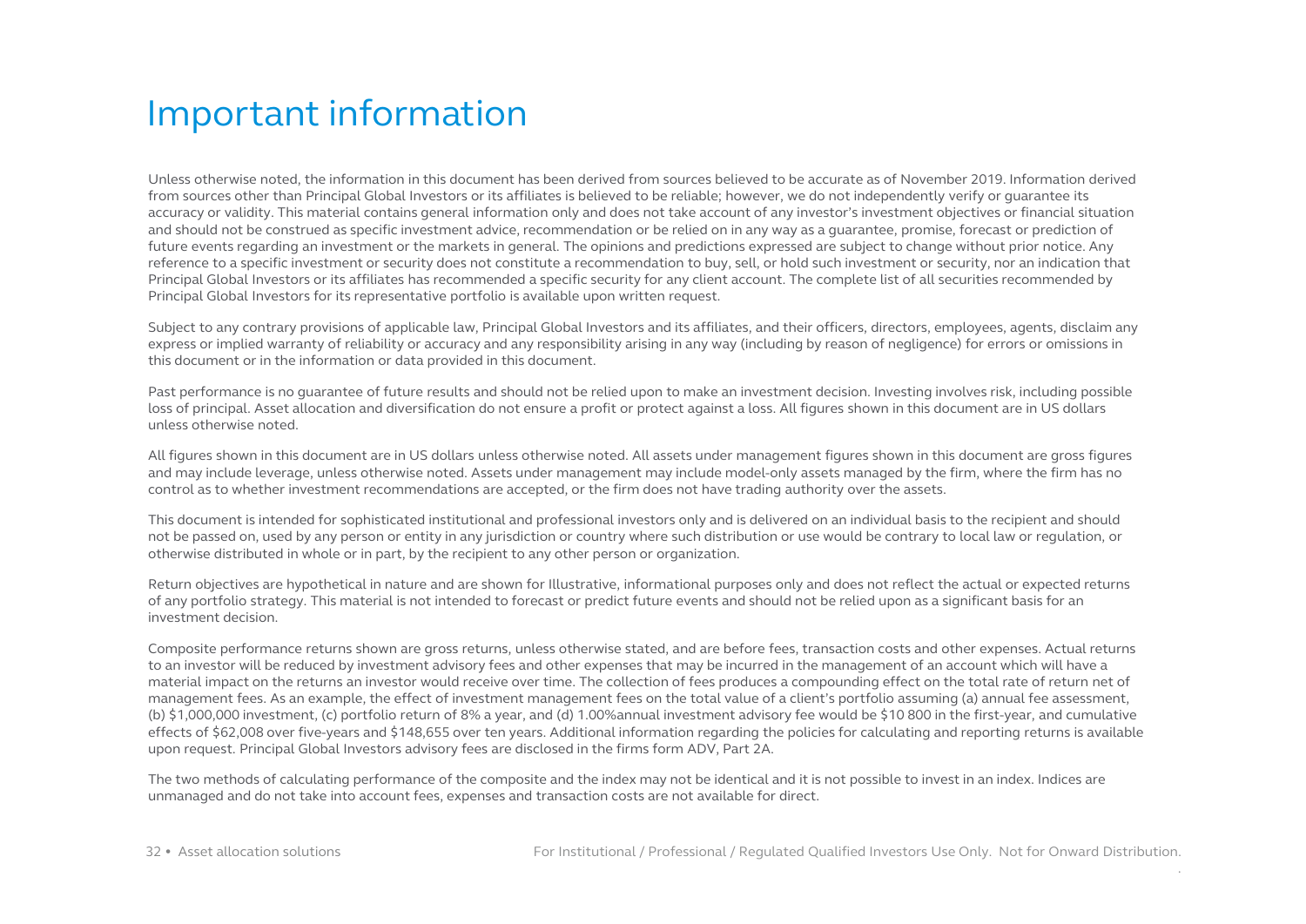# Important information

Unless otherwise noted, the information in this document has been derived from sources believed to be accurate as of November 2019. Information derived from sources other than Principal Global Investors or its affiliates is believed to be reliable; however, we do not independently verify or guarantee its accuracy or validity. This material contains general information only and does not take account of any investor's investment objectives or financial situation and should not be construed as specific investment advice, recommendation or be relied on in any way as a guarantee, promise, forecast or prediction of future events regarding an investment or the markets in general. The opinions and predictions expressed are subject to change without prior notice. Any reference to a specific investment or security does not constitute a recommendation to buy, sell, or hold such investment or security, nor an indication that Principal Global Investors or its affiliates has recommended a specific security for any client account. The complete list of all securities recommended by Principal Global Investors for its representative portfolio is available upon written request.

Subject to any contrary provisions of applicable law, Principal Global Investors and its affiliates, and their officers, directors, employees, agents, disclaim any express or implied warranty of reliability or accuracy and any responsibility arising in any way (including by reason of negligence) for errors or omissions in this document or in the information or data provided in this document.

Past performance is no guarantee of future results and should not be relied upon to make an investment decision. Investing involves risk, including possible loss of principal. Asset allocation and diversification do not ensure a profit or protect against a loss. All figures shown in this document are in US dollars unless otherwise noted.

All figures shown in this document are in US dollars unless otherwise noted. All assets under management figures shown in this document are gross figures and may include leverage, unless otherwise noted. Assets under management may include model-only assets managed by the firm, where the firm has no control as to whether investment recommendations are accepted, or the firm does not have trading authority over the assets.

This document is intended for sophisticated institutional and professional investors only and is delivered on an individual basis to the recipient and should not be passed on, used by any person or entity in any jurisdiction or country where such distribution or use would be contrary to local law or regulation, or otherwise distributed in whole or in part, by the recipient to any other person or organization.

Return objectives are hypothetical in nature and are shown for Illustrative, informational purposes only and does not reflect the actual or expected returns of any portfolio strategy. This material is not intended to forecast or predict future events and should not be relied upon as a significant basis for an investment decision.

Composite performance returns shown are gross returns, unless otherwise stated, and are before fees, transaction costs and other expenses. Actual returns to an investor will be reduced by investment advisory fees and other expenses that may be incurred in the management of an account which will have a material impact on the returns an investor would receive over time. The collection of fees produces a compounding effect on the total rate of return net of management fees. As an example, the effect of investment management fees on the total value of a client's portfolio assuming (a) annual fee assessment, (b) $1,000,000 investment, (c) portfolio return of 8% a year, and (d) 1.00%annual investment advisory fee would be $10 800 in the first-year, and cumulative effects of $62,008 over five-years and $148,655 over ten years. Additional information regarding the policies for calculating and reporting returns is available upon request. Principal Global Investors advisory fees are disclosed in the firms form ADV, Part 2A.

The two methods of calculating performance of the composite and the index may not be identical and it is not possible to invest in an index. Indices are unmanaged and do not take into account fees, expenses and transaction costs are not available for direct.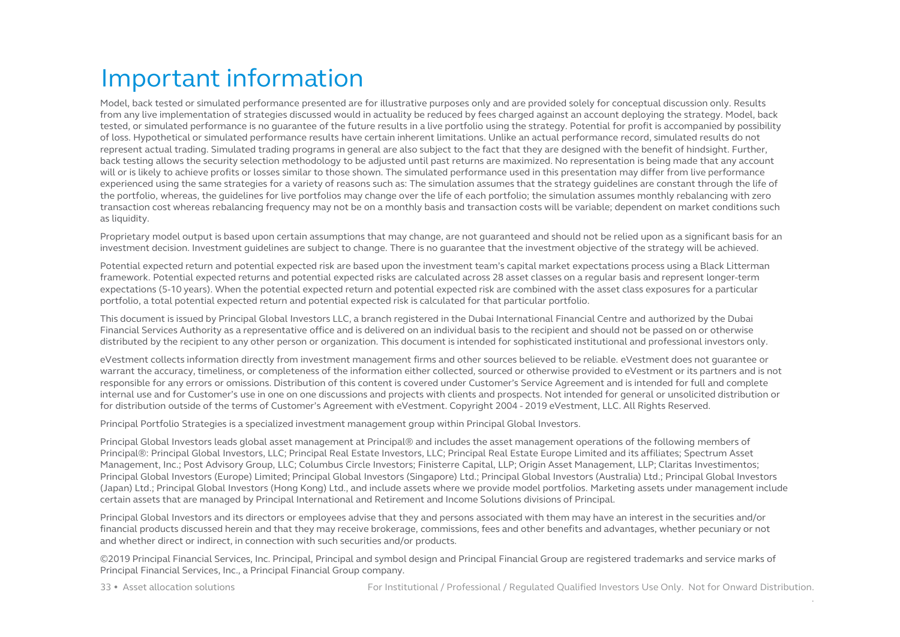# Important information

Model, back tested or simulated performance presented are for illustrative purposes only and are provided solely for conceptual discussion only. Results from any live implementation of strategies discussed would in actuality be reduced by fees charged against an account deploying the strategy. Model, back tested, or simulated performance is no guarantee of the future results in a live portfolio using the strategy. Potential for profit is accompanied by possibility of loss. Hypothetical or simulated performance results have certain inherent limitations. Unlike an actual performance record, simulated results do not represent actual trading. Simulated trading programs in general are also subject to the fact that they are designed with the benefit of hindsight. Further, back testing allows the security selection methodology to be adjusted until past returns are maximized. No representation is being made that any account will or is likely to achieve profits or losses similar to those shown. The simulated performance used in this presentation may differ from live performance experienced using the same strategies for a variety of reasons such as: The simulation assumes that the strategy guidelines are constant through the life of the portfolio, whereas, the guidelines for live portfolios may change over the life of each portfolio; the simulation assumes monthly rebalancing with zero transaction cost whereas rebalancing frequency may not be on a monthly basis and transaction costs will be variable; dependent on market conditions such as liquidity.

Proprietary model output is based upon certain assumptions that may change, are not guaranteed and should not be relied upon as a significant basis for an investment decision. Investment guidelines are subject to change. There is no guarantee that the investment objective of the strategy will be achieved.

Potential expected return and potential expected risk are based upon the investment team's capital market expectations process using a Black Litterman framework. Potential expected returns and potential expected risks are calculated across 28 asset classes on a regular basis and represent longer-term expectations (5-10 years). When the potential expected return and potential expected risk are combined with the asset class exposures for a particular portfolio, a total potential expected return and potential expected risk is calculated for that particular portfolio.

This document is issued by Principal Global Investors LLC, a branch registered in the Dubai International Financial Centre and authorized by the Dubai Financial Services Authority as a representative office and is delivered on an individual basis to the recipient and should not be passed on or otherwise distributed by the recipient to any other person or organization. This document is intended for sophisticated institutional and professional investors only.

eVestment collects information directly from investment management firms and other sources believed to be reliable. eVestment does not guarantee or warrant the accuracy, timeliness, or completeness of the information either collected, sourced or otherwise provided to eVestment or its partners and is not responsible for any errors or omissions. Distribution of this content is covered under Customer's Service Agreement and is intended for full and complete internal use and for Customer's use in one on one discussions and projects with clients and prospects. Not intended for general or unsolicited distribution or for distribution outside of the terms of Customer's Agreement with eVestment. Copyright 2004 - 2019 eVestment, LLC. All Rights Reserved.

Principal Portfolio Strategies is a specialized investment management group within Principal Global Investors.

Principal Global Investors leads global asset management at Principal® and includes the asset management operations of the following members of Principal®: Principal Global Investors, LLC; Principal Real Estate Investors, LLC; Principal Real Estate Europe Limited and its affiliates; Spectrum Asset Management, Inc.; Post Advisory Group, LLC; Columbus Circle Investors; Finisterre Capital, LLP; Origin Asset Management, LLP; Claritas Investimentos; Principal Global Investors (Europe) Limited; Principal Global Investors (Singapore) Ltd.; Principal Global Investors (Australia) Ltd.; Principal Global Investors (Japan) Ltd.; Principal Global Investors (Hong Kong) Ltd., and include assets where we provide model portfolios. Marketing assets under management include certain assets that are managed by Principal International and Retirement and Income Solutions divisions of Principal.

Principal Global Investors and its directors or employees advise that they and persons associated with them may have an interest in the securities and/or financial products discussed herein and that they may receive brokerage, commissions, fees and other benefits and advantages, whether pecuniary or not and whether direct or indirect, in connection with such securities and/or products.

©2019 Principal Financial Services, Inc. Principal, Principal and symbol design and Principal Financial Group are registered trademarks and service marks of Principal Financial Services, Inc., a Principal Financial Group company.